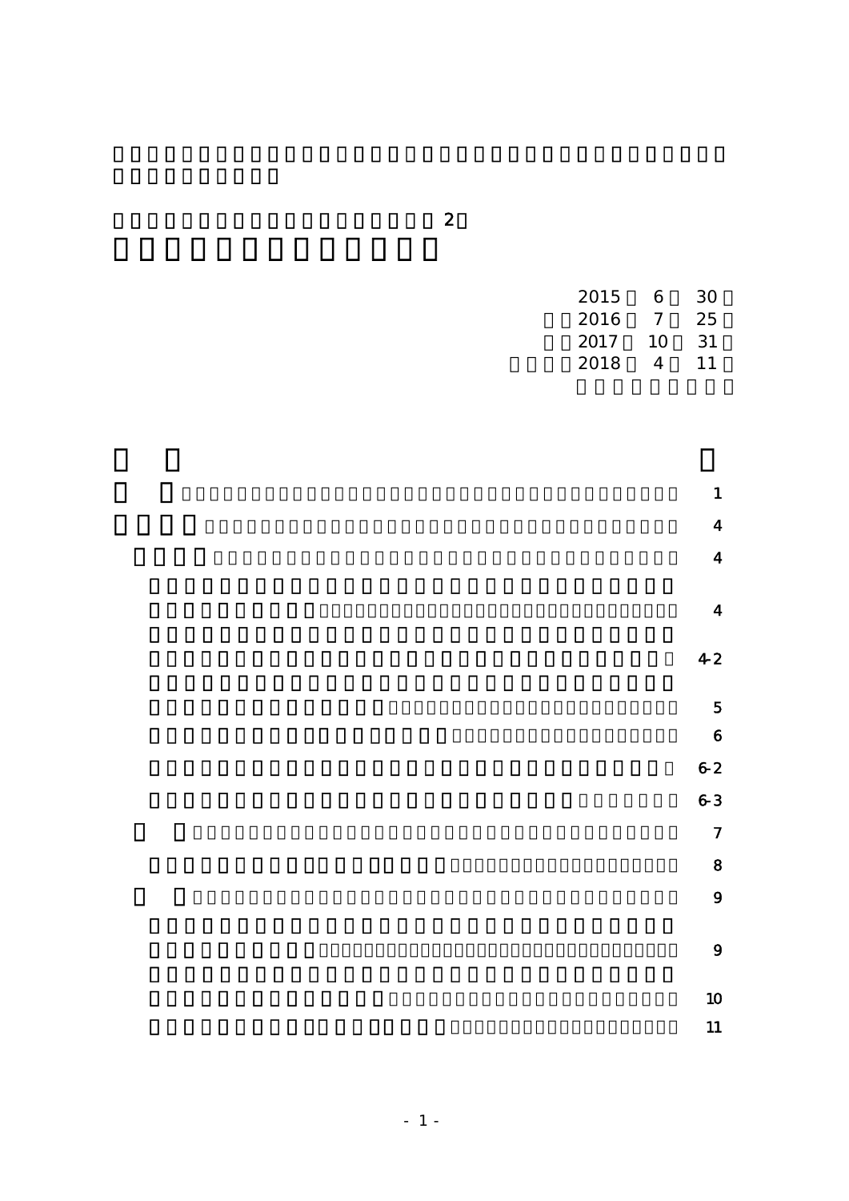2

2015 6 30
2016 7 25
2017 10 31
2018 4 11

| | |
|---|---|
| | 1 |
| | 4 |
| | 4 |
| | 4 |
| | 4-2 |
| | 5 |
| | 6 |
| | 6-2 |
| | 6-3 |
| | 7 |
| | 8 |
| | 9 |
| | 9 |
| | 10 |
| | 11 |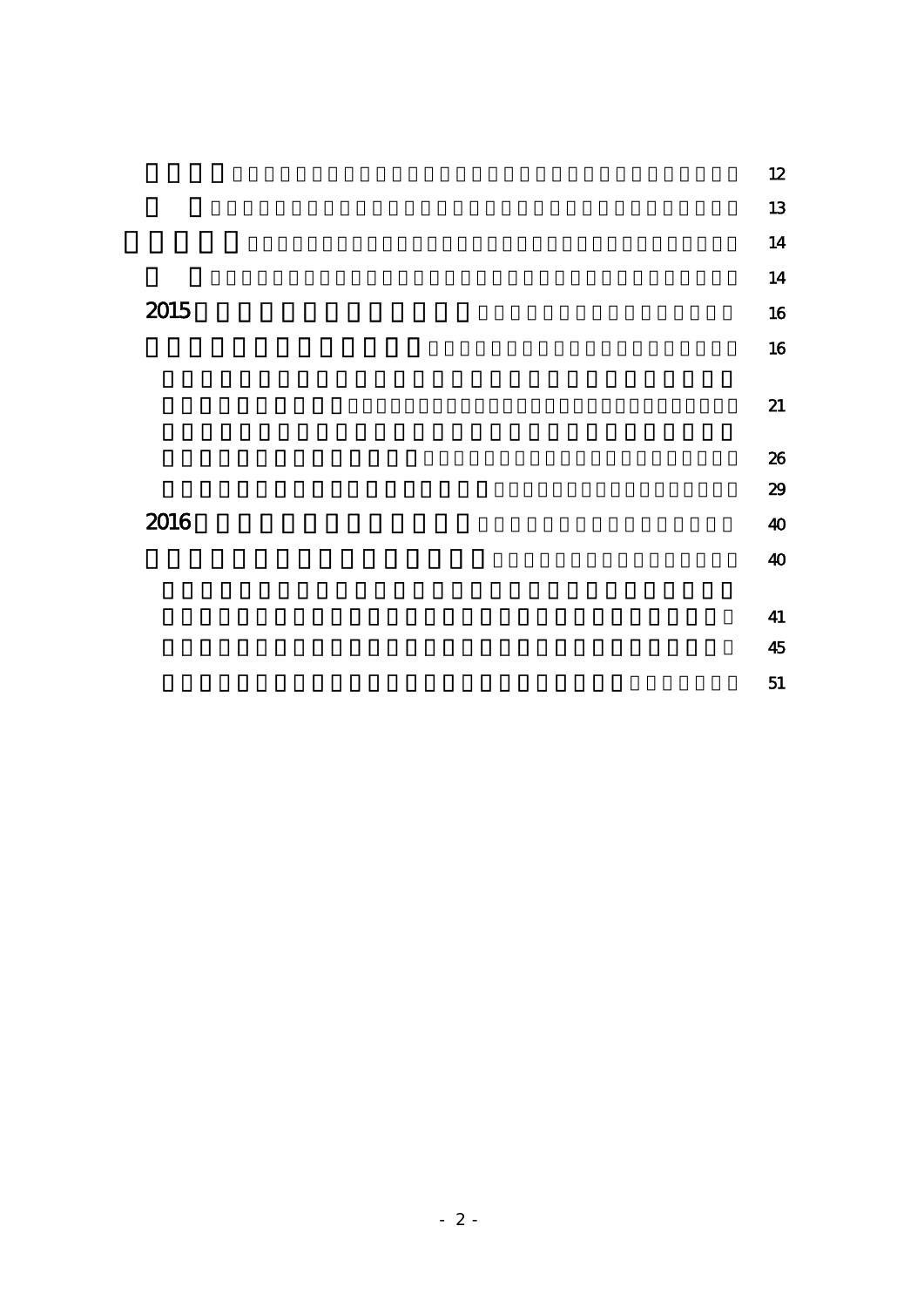12

13

14

14

2015 16

16

21

26

29

2016 40

40

41

45

51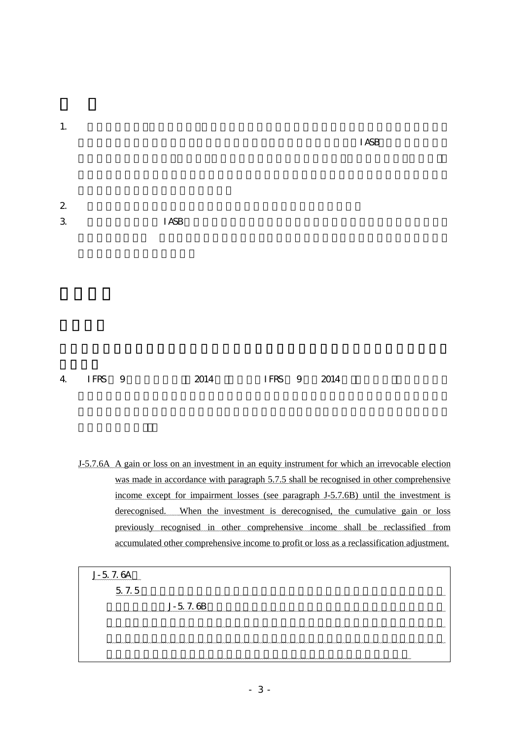1. IASB

2.

3. IASB

4. IFRS 9 2014 IFRS 9 2014

J-5.7.6A A gain or loss on an investment in an equity instrument for which an irrevocable election was made in accordance with paragraph 5.7.5 shall be recognised in other comprehensive income except for impairment losses (see paragraph J-5.7.6B) until the investment is derecognised. When the investment is derecognised, the cumulative gain or loss previously recognised in other comprehensive income shall be reclassified from accumulated other comprehensive income to profit or loss as a reclassification adjustment.

| J-5.7.6A 5.7.5 J-5.7.6B |
|---|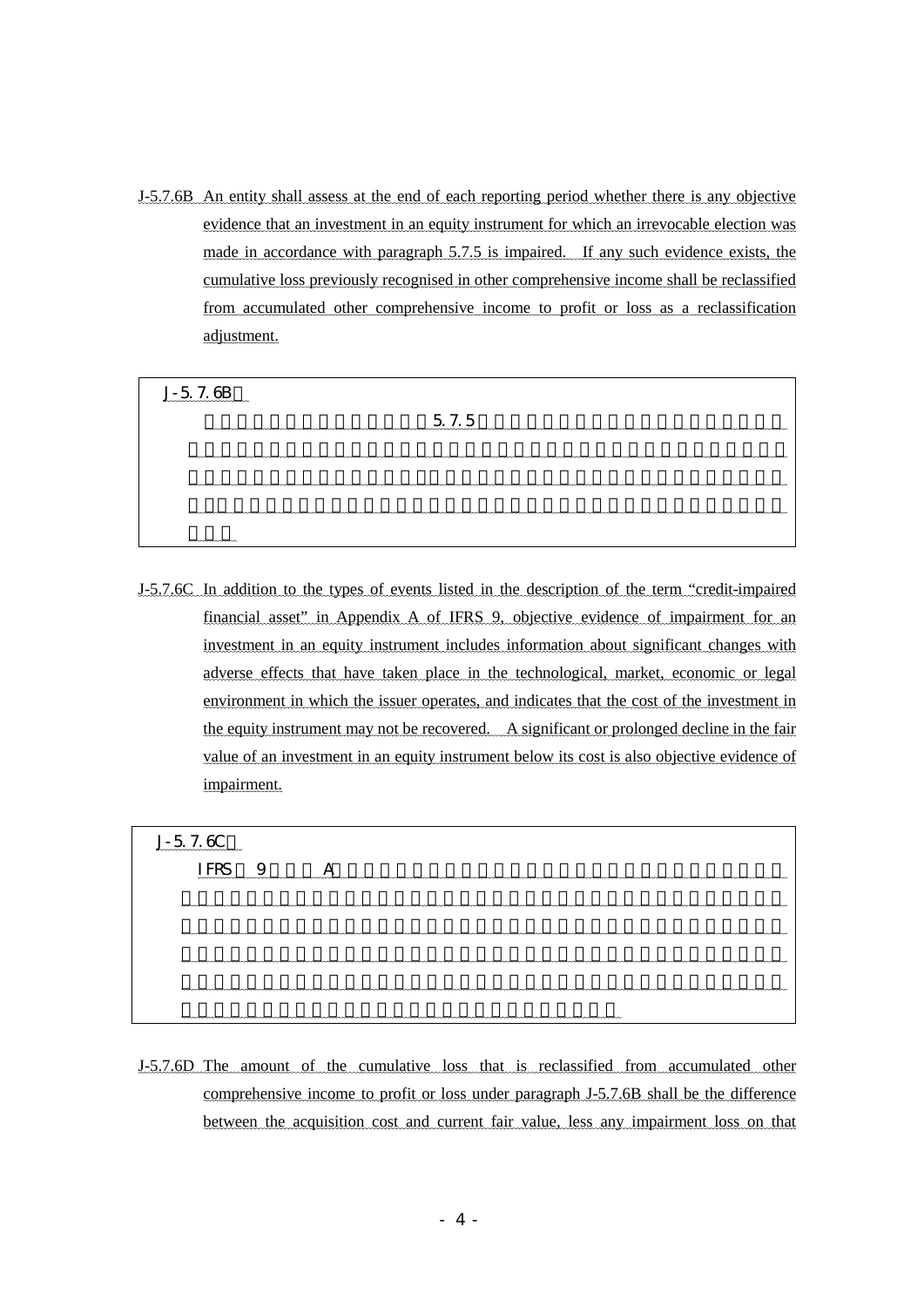J-5.7.6B An entity shall assess at the end of each reporting period whether there is any objective evidence that an investment in an equity instrument for which an irrevocable election was made in accordance with paragraph 5.7.5 is impaired. If any such evidence exists, the cumulative loss previously recognised in other comprehensive income shall be reclassified from accumulated other comprehensive income to profit or loss as a reclassification adjustment.

> J-5.7.6B：
>
> 5.7.5

J-5.7.6C In addition to the types of events listed in the description of the term "credit-impaired financial asset" in Appendix A of IFRS 9, objective evidence of impairment for an investment in an equity instrument includes information about significant changes with adverse effects that have taken place in the technological, market, economic or legal environment in which the issuer operates, and indicates that the cost of the investment in the equity instrument may not be recovered. A significant or prolonged decline in the fair value of an investment in an equity instrument below its cost is also objective evidence of impairment.

> J-5.7.6C：
>
> IFRS 9 A

J-5.7.6D The amount of the cumulative loss that is reclassified from accumulated other comprehensive income to profit or loss under paragraph J-5.7.6B shall be the difference between the acquisition cost and current fair value, less any impairment loss on that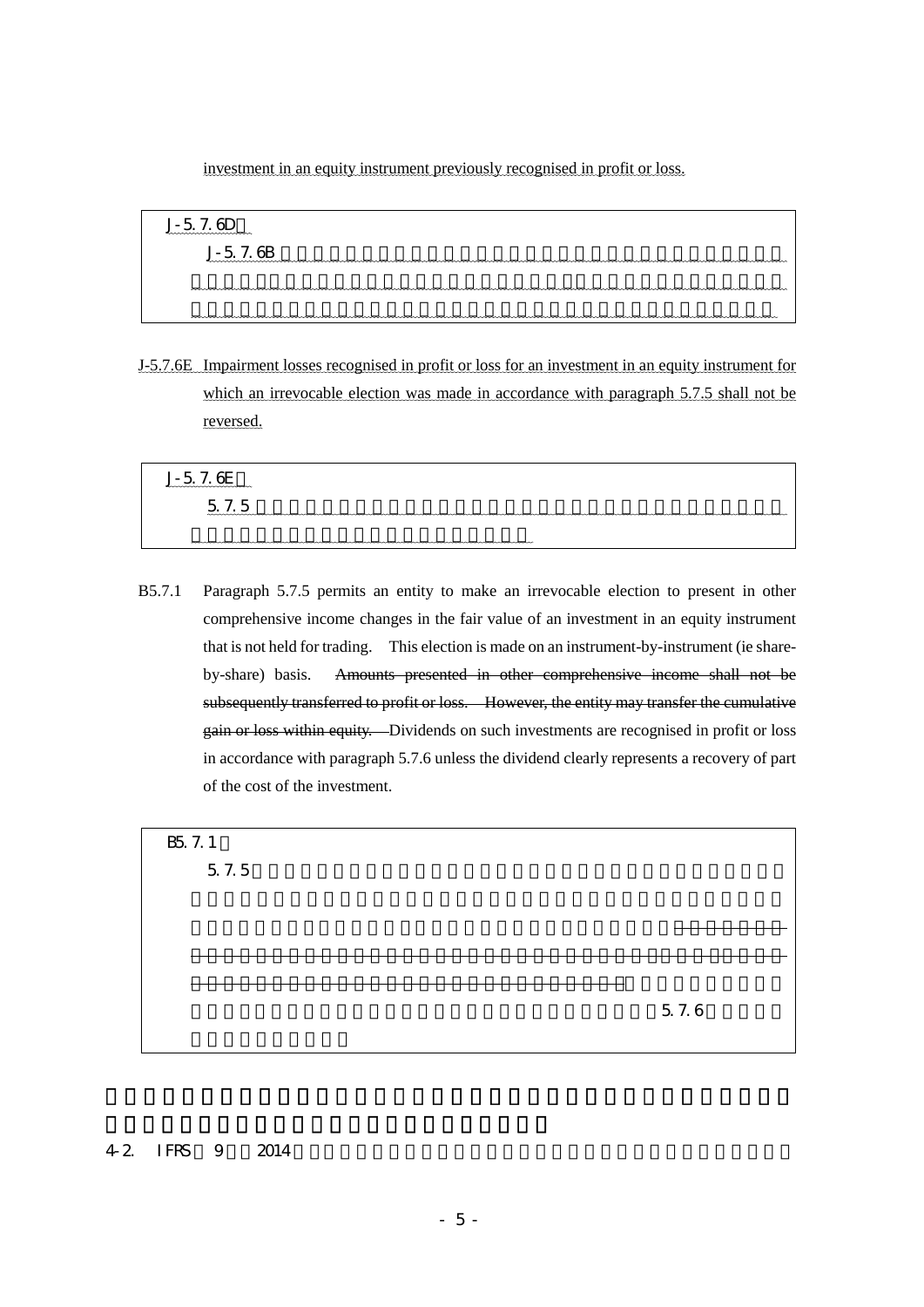investment in an equity instrument previously recognised in profit or loss.

> J-5.7.6D：
>
> J-5.7.6B

J-5.7.6E　Impairment losses recognised in profit or loss for an investment in an equity instrument for which an irrevocable election was made in accordance with paragraph 5.7.5 shall not be reversed.

> J-5.7.6E：
>
> 5.7.5

B5.7.1　Paragraph 5.7.5 permits an entity to make an irrevocable election to present in other comprehensive income changes in the fair value of an investment in an equity instrument that is not held for trading. This election is made on an instrument-by-instrument (ie share-by-share) basis. ~~Amounts presented in other comprehensive income shall not be subsequently transferred to profit or loss. However, the entity may transfer the cumulative gain or loss within equity.~~ Dividends on such investments are recognised in profit or loss in accordance with paragraph 5.7.6 unless the dividend clearly represents a recovery of part of the cost of the investment.

> B5.7.1：
>
> 5.7.5
>
> 5.7.6

4-2.　IFRS 9 2014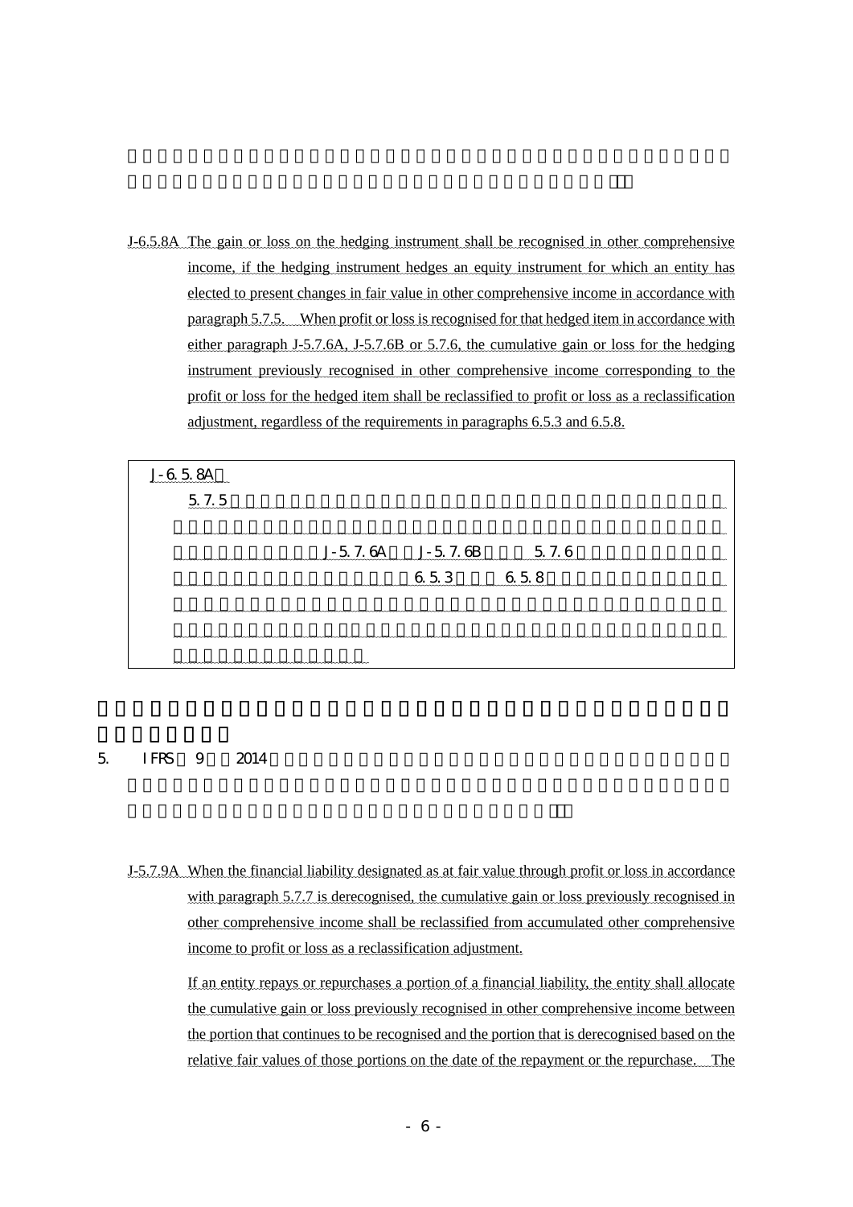J-6.5.8A The gain or loss on the hedging instrument shall be recognised in other comprehensive income, if the hedging instrument hedges an equity instrument for which an entity has elected to present changes in fair value in other comprehensive income in accordance with paragraph 5.7.5. When profit or loss is recognised for that hedged item in accordance with either paragraph J-5.7.6A, J-5.7.6B or 5.7.6, the cumulative gain or loss for the hedging instrument previously recognised in other comprehensive income corresponding to the profit or loss for the hedged item shall be reclassified to profit or loss as a reclassification adjustment, regardless of the requirements in paragraphs 6.5.3 and 6.5.8.

| J-6.5.8A 5.7.5 J-5.7.6A J-5.7.6B 5.7.6 6.5.3 6.5.8 |
|---|

5. IFRS 9 2014

J-5.7.9A When the financial liability designated as at fair value through profit or loss in accordance with paragraph 5.7.7 is derecognised, the cumulative gain or loss previously recognised in other comprehensive income shall be reclassified from accumulated other comprehensive income to profit or loss as a reclassification adjustment.

If an entity repays or repurchases a portion of a financial liability, the entity shall allocate the cumulative gain or loss previously recognised in other comprehensive income between the portion that continues to be recognised and the portion that is derecognised based on the relative fair values of those portions on the date of the repayment or the repurchase. The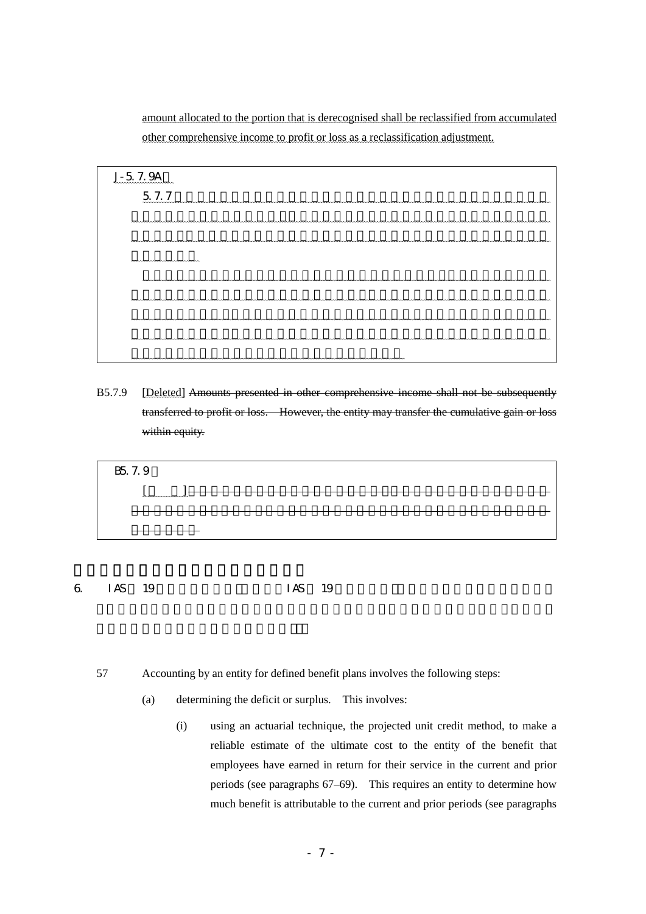amount allocated to the portion that is derecognised shall be reclassified from accumulated other comprehensive income to profit or loss as a reclassification adjustment.

> J-5.7.9A：
>
> 5.7.7

B5.7.9 [Deleted] ~~Amounts presented in other comprehensive income shall not be subsequently transferred to profit or loss. However, the entity may transfer the cumulative gain or loss within equity.~~

> B5.7.9：
>
> [ ]

6. IAS 19 IAS 19

57 Accounting by an entity for defined benefit plans involves the following steps:

(a) determining the deficit or surplus. This involves:

(i) using an actuarial technique, the projected unit credit method, to make a reliable estimate of the ultimate cost to the entity of the benefit that employees have earned in return for their service in the current and prior periods (see paragraphs 67–69). This requires an entity to determine how much benefit is attributable to the current and prior periods (see paragraphs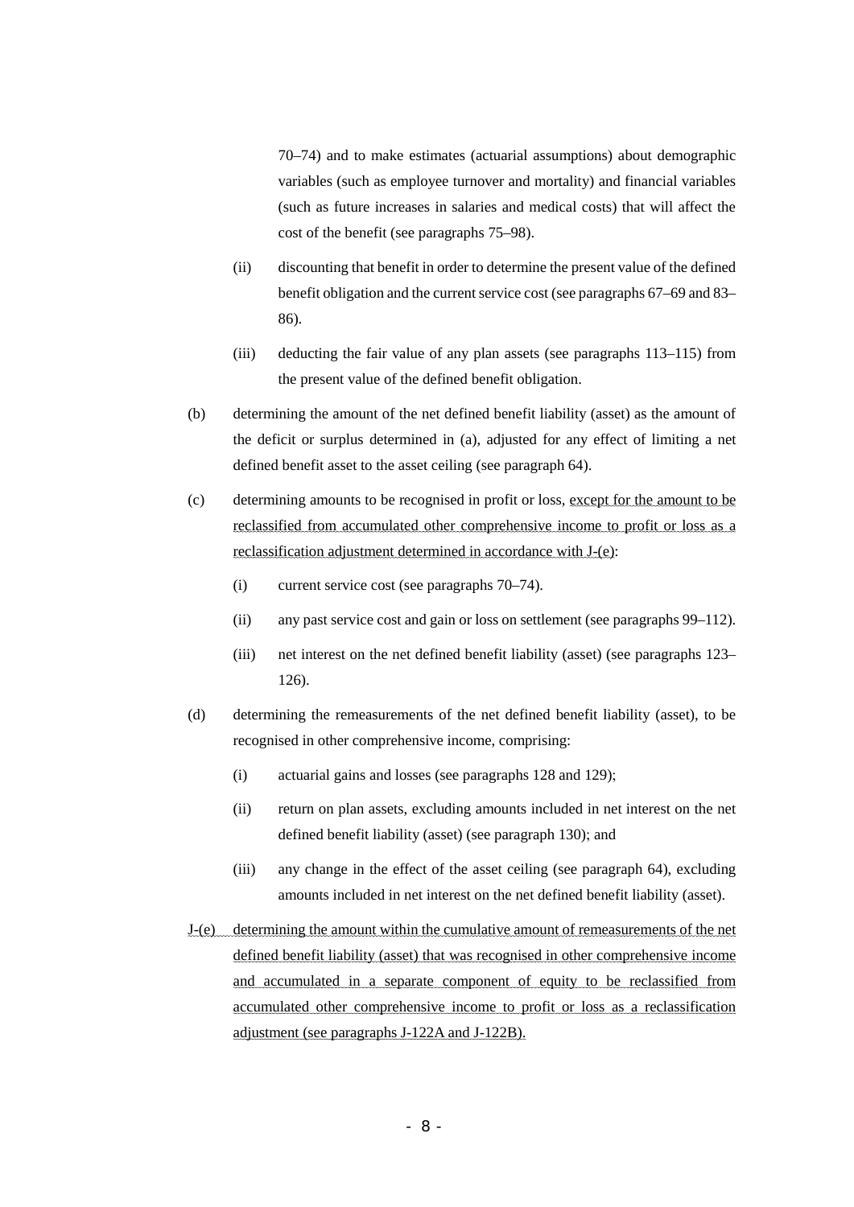70–74) and to make estimates (actuarial assumptions) about demographic variables (such as employee turnover and mortality) and financial variables (such as future increases in salaries and medical costs) that will affect the cost of the benefit (see paragraphs 75–98).

(ii) discounting that benefit in order to determine the present value of the defined benefit obligation and the current service cost (see paragraphs 67–69 and 83–86).

(iii) deducting the fair value of any plan assets (see paragraphs 113–115) from the present value of the defined benefit obligation.

(b) determining the amount of the net defined benefit liability (asset) as the amount of the deficit or surplus determined in (a), adjusted for any effect of limiting a net defined benefit asset to the asset ceiling (see paragraph 64).

(c) determining amounts to be recognised in profit or loss, except for the amount to be reclassified from accumulated other comprehensive income to profit or loss as a reclassification adjustment determined in accordance with J-(e):

(i) current service cost (see paragraphs 70–74).

(ii) any past service cost and gain or loss on settlement (see paragraphs 99–112).

(iii) net interest on the net defined benefit liability (asset) (see paragraphs 123–126).

(d) determining the remeasurements of the net defined benefit liability (asset), to be recognised in other comprehensive income, comprising:

(i) actuarial gains and losses (see paragraphs 128 and 129);

(ii) return on plan assets, excluding amounts included in net interest on the net defined benefit liability (asset) (see paragraph 130); and

(iii) any change in the effect of the asset ceiling (see paragraph 64), excluding amounts included in net interest on the net defined benefit liability (asset).

J-(e) determining the amount within the cumulative amount of remeasurements of the net defined benefit liability (asset) that was recognised in other comprehensive income and accumulated in a separate component of equity to be reclassified from accumulated other comprehensive income to profit or loss as a reclassification adjustment (see paragraphs J-122A and J-122B).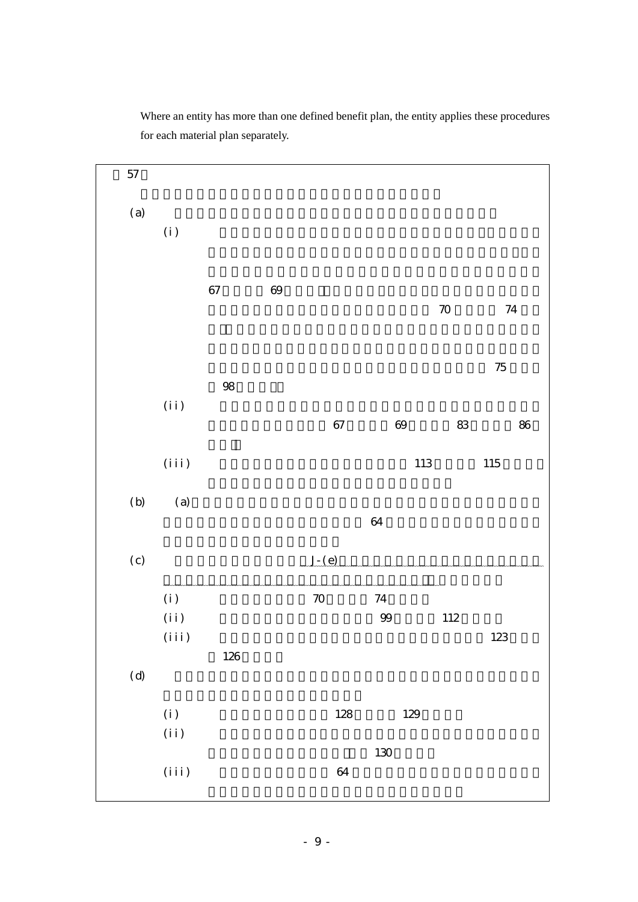Where an entity has more than one defined benefit plan, the entity applies these procedures for each material plan separately.

57

(a)

(i)

67 69

70 74

75

98

(ii)

67 69 83 86

(iii) 113 115

(b) (a)

64

(c) J-(e)

(i) 70 74

(ii) 99 112

(iii) 123

126

(d)

(i) 128 129

(ii)

130

(iii) 64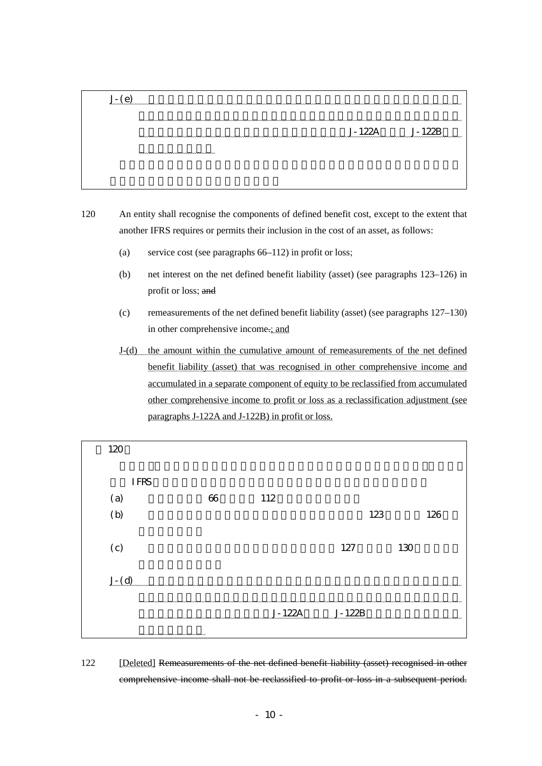J-(e) J-122A J-122B

120 An entity shall recognise the components of defined benefit cost, except to the extent that another IFRS requires or permits their inclusion in the cost of an asset, as follows:

(a) service cost (see paragraphs 66–112) in profit or loss;

(b) net interest on the net defined benefit liability (asset) (see paragraphs 123–126) in profit or loss; ~~and~~

(c) remeasurements of the net defined benefit liability (asset) (see paragraphs 127–130) in other comprehensive income~~.~~; and

J-(d) the amount within the cumulative amount of remeasurements of the net defined benefit liability (asset) that was recognised in other comprehensive income and accumulated in a separate component of equity to be reclassified from accumulated other comprehensive income to profit or loss as a reclassification adjustment (see paragraphs J-122A and J-122B) in profit or loss.

120

IFRS

(a) 66 112

(b) 123 126

(c) 127 130

J-(d) J-122A J-122B

122 [Deleted] ~~Remeasurements of the net defined benefit liability (asset) recognised in other comprehensive income shall not be reclassified to profit or loss in a subsequent period.~~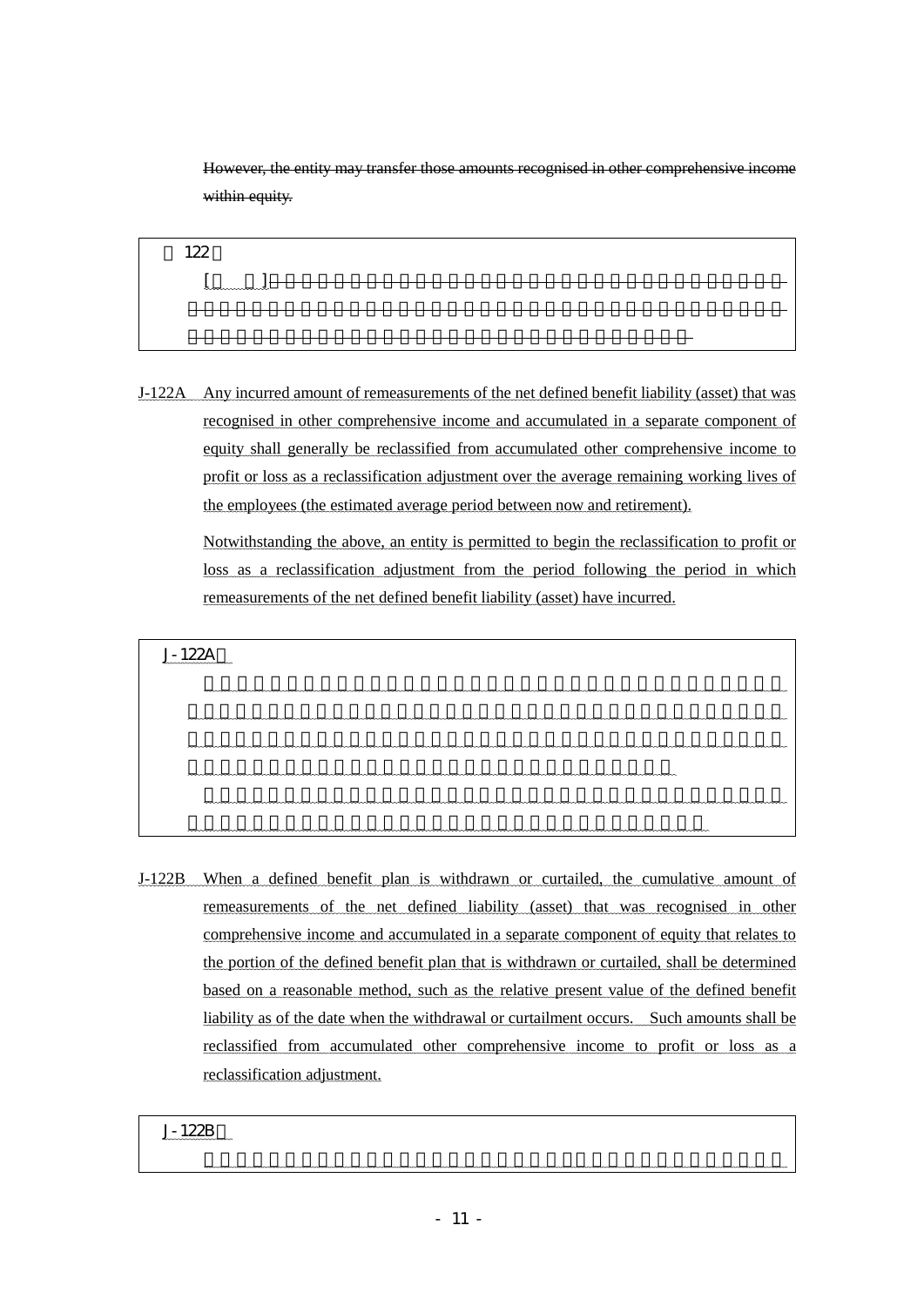~~However, the entity may transfer those amounts recognised in other comprehensive income within equity.~~

> 122
>
> [ ]

J-122A Any incurred amount of remeasurements of the net defined benefit liability (asset) that was recognised in other comprehensive income and accumulated in a separate component of equity shall generally be reclassified from accumulated other comprehensive income to profit or loss as a reclassification adjustment over the average remaining working lives of the employees (the estimated average period between now and retirement).

Notwithstanding the above, an entity is permitted to begin the reclassification to profit or loss as a reclassification adjustment from the period following the period in which remeasurements of the net defined benefit liability (asset) have incurred.

> J-122A

J-122B When a defined benefit plan is withdrawn or curtailed, the cumulative amount of remeasurements of the net defined liability (asset) that was recognised in other comprehensive income and accumulated in a separate component of equity that relates to the portion of the defined benefit plan that is withdrawn or curtailed, shall be determined based on a reasonable method, such as the relative present value of the defined benefit liability as of the date when the withdrawal or curtailment occurs. Such amounts shall be reclassified from accumulated other comprehensive income to profit or loss as a reclassification adjustment.

> J-122B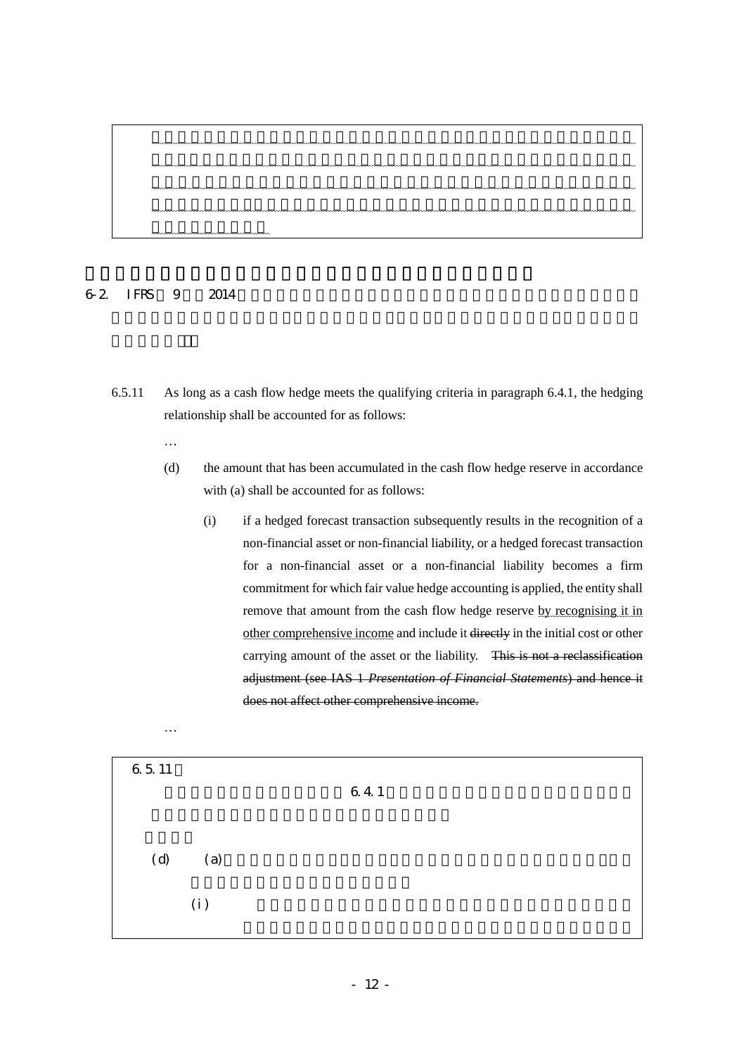6.5.11 As long as a cash flow hedge meets the qualifying criteria in paragraph 6.4.1, the hedging relationship shall be accounted for as follows:

…

(d) the amount that has been accumulated in the cash flow hedge reserve in accordance with (a) shall be accounted for as follows:

(i) if a hedged forecast transaction subsequently results in the recognition of a non-financial asset or non-financial liability, or a hedged forecast transaction for a non-financial asset or a non-financial liability becomes a firm commitment for which fair value hedge accounting is applied, the entity shall remove that amount from the cash flow hedge reserve by recognising it in other comprehensive income and include it ~~directly~~ in the initial cost or other carrying amount of the asset or the liability. ~~This is not a reclassification adjustment (see IAS 1 *Presentation of Financial Statements*) and hence it does not affect other comprehensive income.~~

…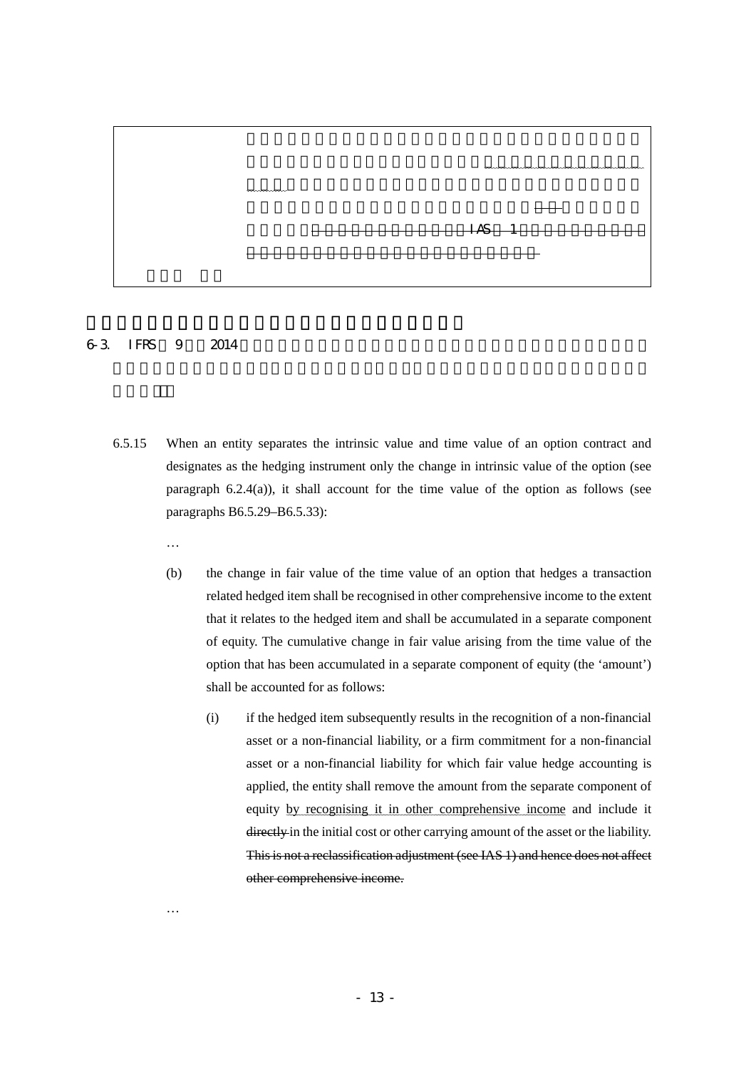IAS 1

6-3. IFRS 9 2014

6.5.15 When an entity separates the intrinsic value and time value of an option contract and designates as the hedging instrument only the change in intrinsic value of the option (see paragraph 6.2.4(a)), it shall account for the time value of the option as follows (see paragraphs B6.5.29–B6.5.33):

…

(b) the change in fair value of the time value of an option that hedges a transaction related hedged item shall be recognised in other comprehensive income to the extent that it relates to the hedged item and shall be accumulated in a separate component of equity. The cumulative change in fair value arising from the time value of the option that has been accumulated in a separate component of equity (the 'amount') shall be accounted for as follows:

(i) if the hedged item subsequently results in the recognition of a non-financial asset or a non-financial liability, or a firm commitment for a non-financial asset or a non-financial liability for which fair value hedge accounting is applied, the entity shall remove the amount from the separate component of equity by recognising it in other comprehensive income and include it ~~directly~~ in the initial cost or other carrying amount of the asset or the liability. ~~This is not a reclassification adjustment (see IAS 1) and hence does not affect other comprehensive income.~~

…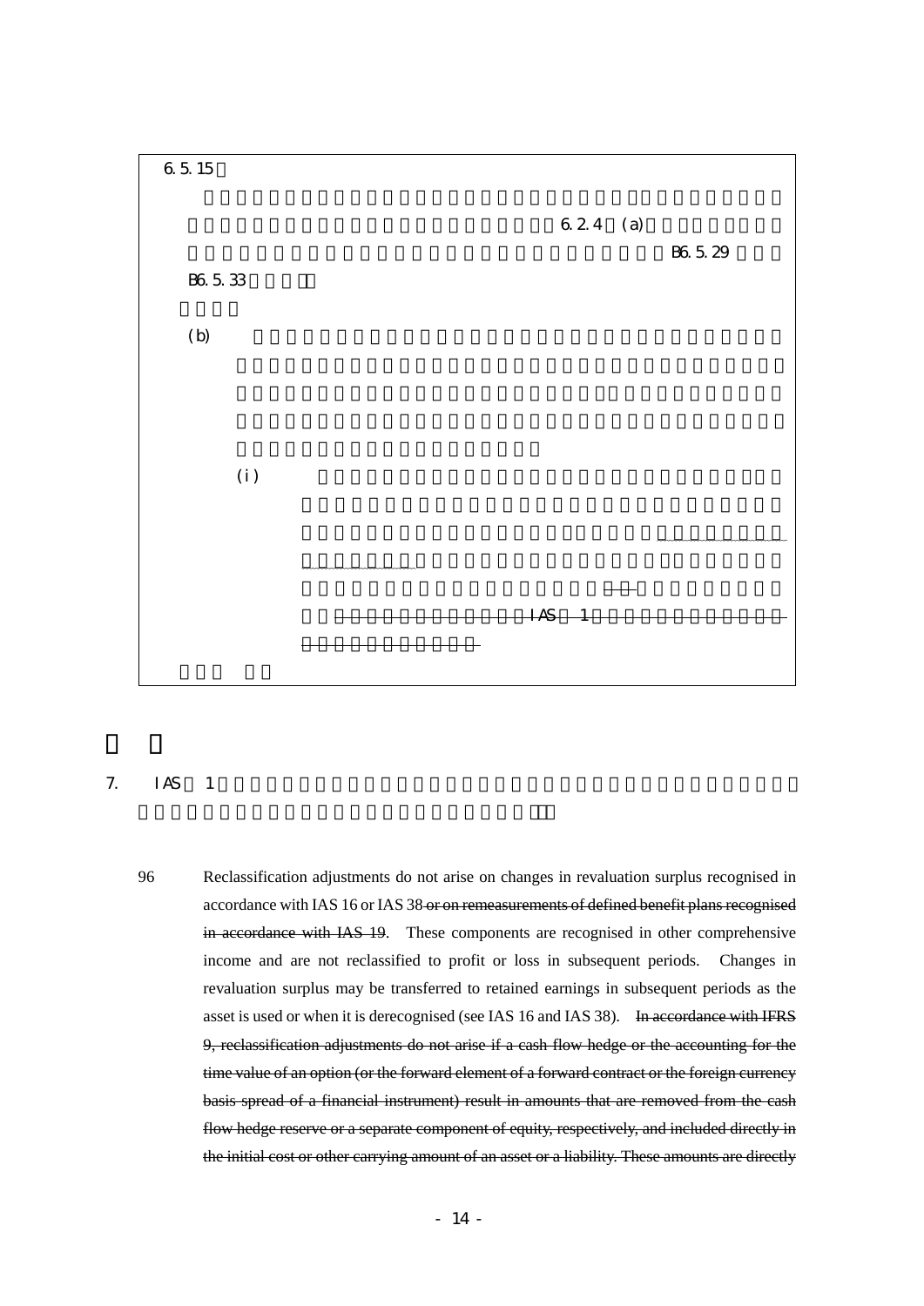6.5.15

6.2.4 (a)

B6.5.29

B6.5.33

(b)

(i)

IAS 1

7. IAS 1

96 Reclassification adjustments do not arise on changes in revaluation surplus recognised in accordance with IAS 16 or IAS 38 ~~or on remeasurements of defined benefit plans recognised in accordance with IAS 19~~. These components are recognised in other comprehensive income and are not reclassified to profit or loss in subsequent periods. Changes in revaluation surplus may be transferred to retained earnings in subsequent periods as the asset is used or when it is derecognised (see IAS 16 and IAS 38). ~~In accordance with IFRS 9, reclassification adjustments do not arise if a cash flow hedge or the accounting for the time value of an option (or the forward element of a forward contract or the foreign currency basis spread of a financial instrument) result in amounts that are removed from the cash flow hedge reserve or a separate component of equity, respectively, and included directly in the initial cost or other carrying amount of an asset or a liability. These amounts are directly~~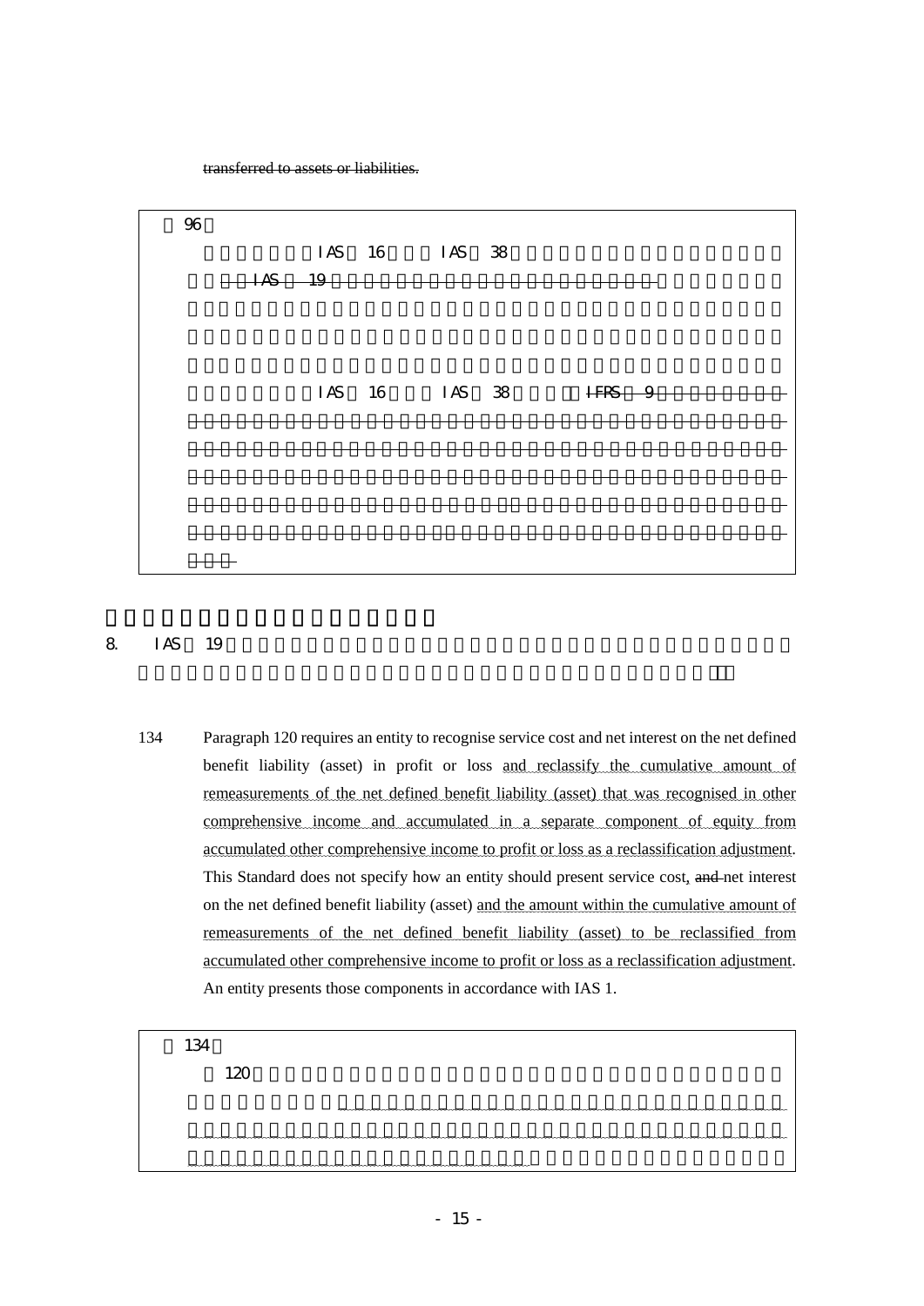~~transferred to assets or liabilities.~~

| 第96段 |
|---|
| IAS 16 IAS 38 ~~IAS 19~~ IAS 16 IAS 38 ~~IFRS 9~~ |

8. IAS 19

134 Paragraph 120 requires an entity to recognise service cost and net interest on the net defined benefit liability (asset) in profit or loss <u>and reclassify the cumulative amount of remeasurements of the net defined benefit liability (asset) that was recognised in other comprehensive income and accumulated in a separate component of equity from accumulated other comprehensive income to profit or loss as a reclassification adjustment</u>. This Standard does not specify how an entity should present service cost, ~~and~~ net interest on the net defined benefit liability (asset) <u>and the amount within the cumulative amount of remeasurements of the net defined benefit liability (asset) to be reclassified from accumulated other comprehensive income to profit or loss as a reclassification adjustment</u>. An entity presents those components in accordance with IAS 1.

| 第134段 |
|---|
| 120 |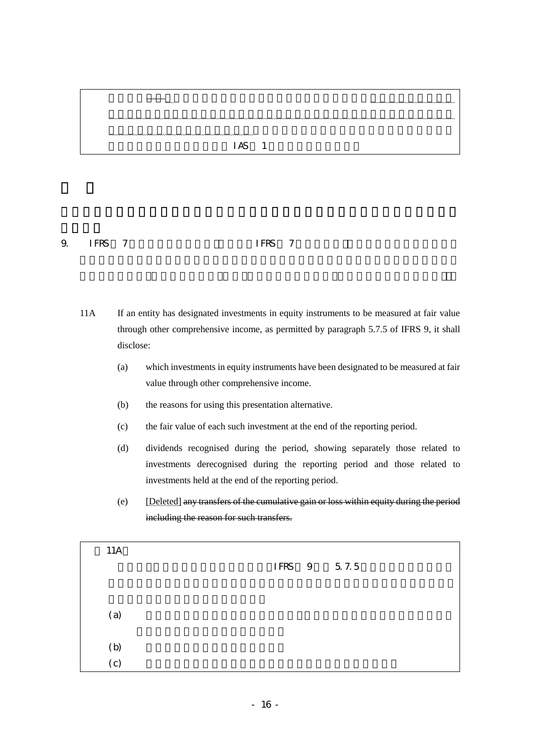IAS 1

9. IFRS 7 IFRS 7

11A If an entity has designated investments in equity instruments to be measured at fair value through other comprehensive income, as permitted by paragraph 5.7.5 of IFRS 9, it shall disclose:

(a) which investments in equity instruments have been designated to be measured at fair value through other comprehensive income.

(b) the reasons for using this presentation alternative.

(c) the fair value of each such investment at the end of the reporting period.

(d) dividends recognised during the period, showing separately those related to investments derecognised during the reporting period and those related to investments held at the end of the reporting period.

(e) [Deleted] ~~any transfers of the cumulative gain or loss within equity during the period including the reason for such transfers.~~

11A

IFRS 9 5.7.5

(a)

(b)

(c)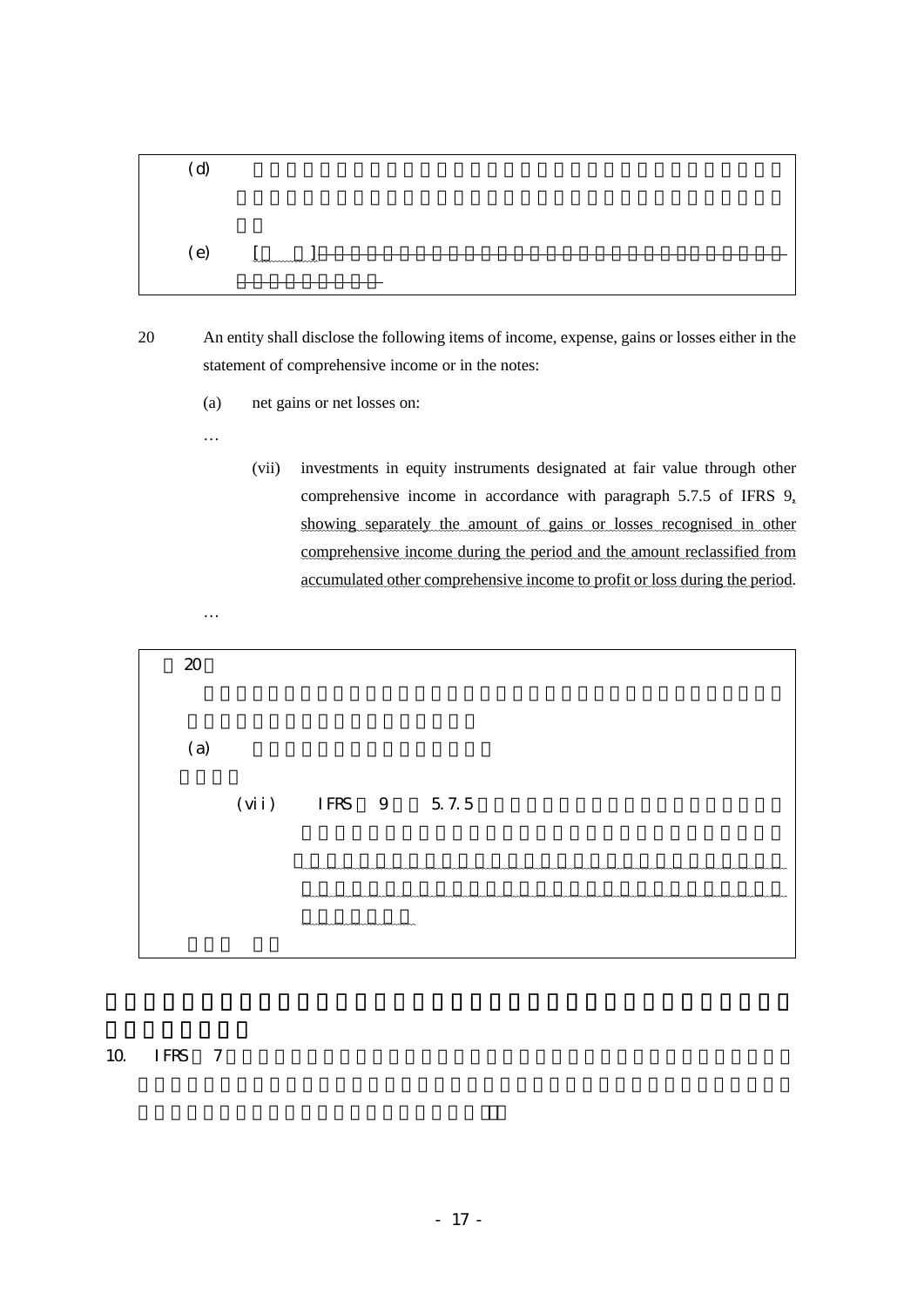> (d)
>
> (e) [ ]

20 An entity shall disclose the following items of income, expense, gains or losses either in the statement of comprehensive income or in the notes:

(a) net gains or net losses on:

…

(vii) investments in equity instruments designated at fair value through other comprehensive income in accordance with paragraph 5.7.5 of IFRS 9, showing separately the amount of gains or losses recognised in other comprehensive income during the period and the amount reclassified from accumulated other comprehensive income to profit or loss during the period.

…

> 20
>
> (a)
>
> (vii) IFRS 9 5.7.5

10. IFRS 7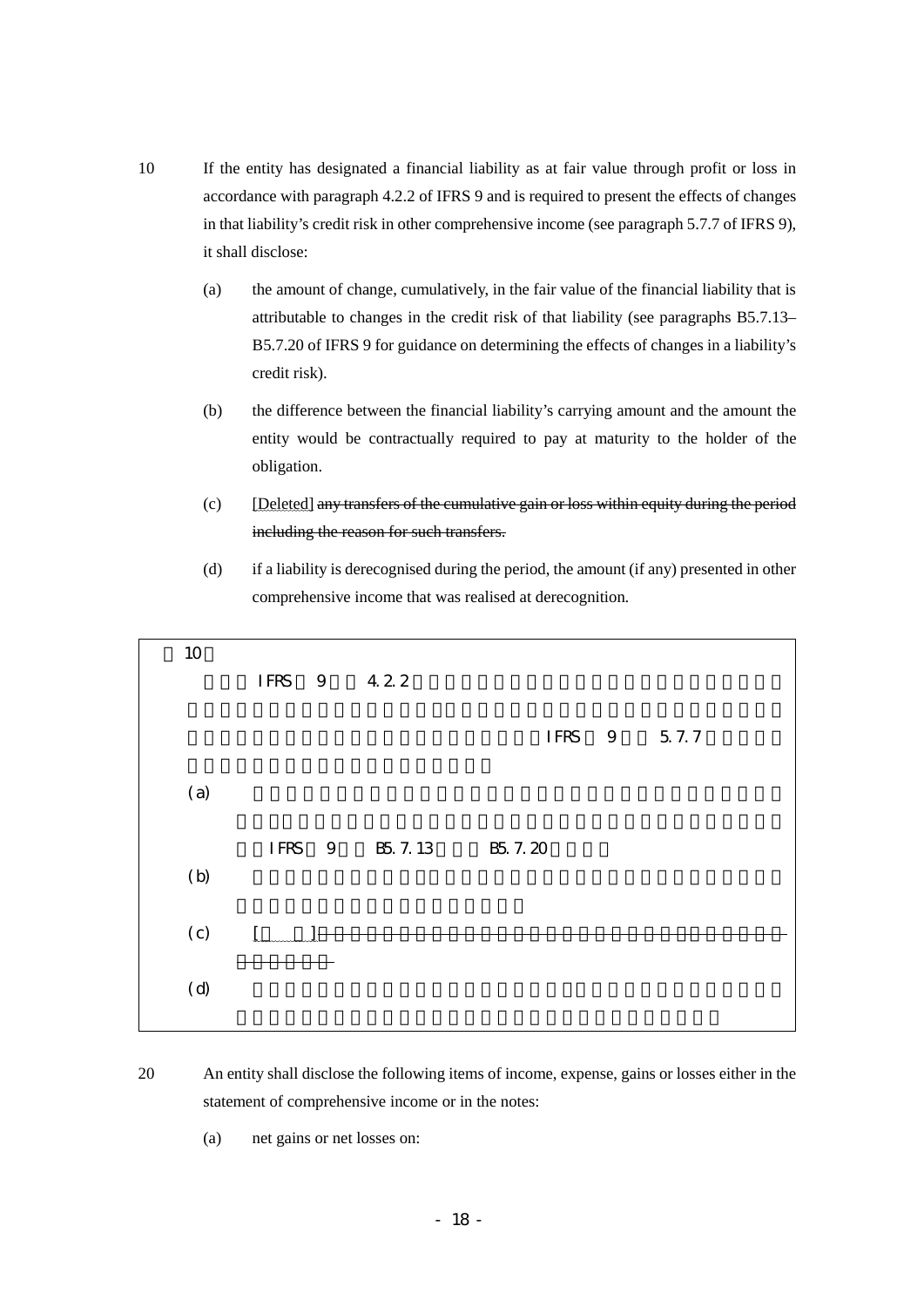10 If the entity has designated a financial liability as at fair value through profit or loss in accordance with paragraph 4.2.2 of IFRS 9 and is required to present the effects of changes in that liability's credit risk in other comprehensive income (see paragraph 5.7.7 of IFRS 9), it shall disclose:

(a) the amount of change, cumulatively, in the fair value of the financial liability that is attributable to changes in the credit risk of that liability (see paragraphs B5.7.13–B5.7.20 of IFRS 9 for guidance on determining the effects of changes in a liability's credit risk).

(b) the difference between the financial liability's carrying amount and the amount the entity would be contractually required to pay at maturity to the holder of the obligation.

(c) [Deleted] ~~any transfers of the cumulative gain or loss within equity during the period including the reason for such transfers.~~

(d) if a liability is derecognised during the period, the amount (if any) presented in other comprehensive income that was realised at derecognition.

---

10

IFRS 9 4.2.2

IFRS 9 5.7.7

(a)

IFRS 9 B5.7.13 B5.7.20

(b)

(c) [ ]

(d)

---

20 An entity shall disclose the following items of income, expense, gains or losses either in the statement of comprehensive income or in the notes:

(a) net gains or net losses on: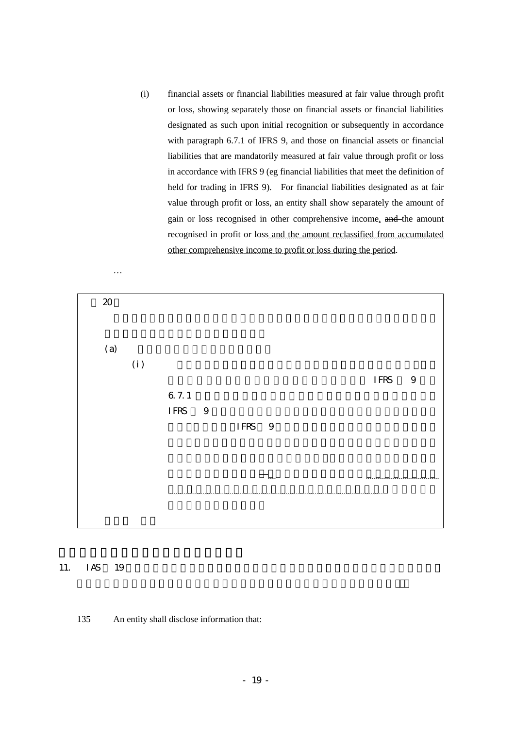(i) financial assets or financial liabilities measured at fair value through profit or loss, showing separately those on financial assets or financial liabilities designated as such upon initial recognition or subsequently in accordance with paragraph 6.7.1 of IFRS 9, and those on financial assets or financial liabilities that are mandatorily measured at fair value through profit or loss in accordance with IFRS 9 (eg financial liabilities that meet the definition of held for trading in IFRS 9). For financial liabilities designated as at fair value through profit or loss, an entity shall show separately the amount of gain or loss recognised in other comprehensive income, ~~and~~ the amount recognised in profit or loss and the amount reclassified from accumulated other comprehensive income to profit or loss during the period.

…

> 第 20 段
>
> (a)
>
> (i) IFRS 9 6.7.1 IFRS 9 IFRS 9
>
> …… ……

11. IAS 19

135 An entity shall disclose information that: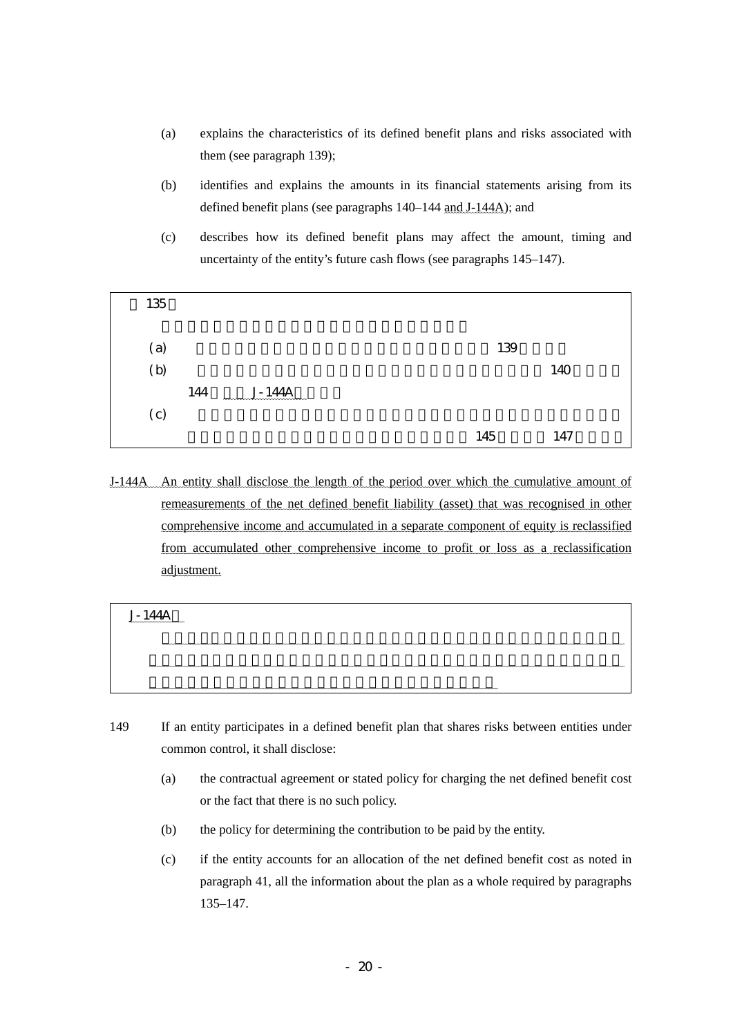(a) explains the characteristics of its defined benefit plans and risks associated with them (see paragraph 139);

(b) identifies and explains the amounts in its financial statements arising from its defined benefit plans (see paragraphs 140–144 and J-144A); and

(c) describes how its defined benefit plans may affect the amount, timing and uncertainty of the entity's future cash flows (see paragraphs 145–147).

> 135
>
> (a) 139
>
> (b) 140 144 J-144A
>
> (c) 145 147

J-144A An entity shall disclose the length of the period over which the cumulative amount of remeasurements of the net defined benefit liability (asset) that was recognised in other comprehensive income and accumulated in a separate component of equity is reclassified from accumulated other comprehensive income to profit or loss as a reclassification adjustment.

> J-144A

149 If an entity participates in a defined benefit plan that shares risks between entities under common control, it shall disclose:

(a) the contractual agreement or stated policy for charging the net defined benefit cost or the fact that there is no such policy.

(b) the policy for determining the contribution to be paid by the entity.

(c) if the entity accounts for an allocation of the net defined benefit cost as noted in paragraph 41, all the information about the plan as a whole required by paragraphs 135–147.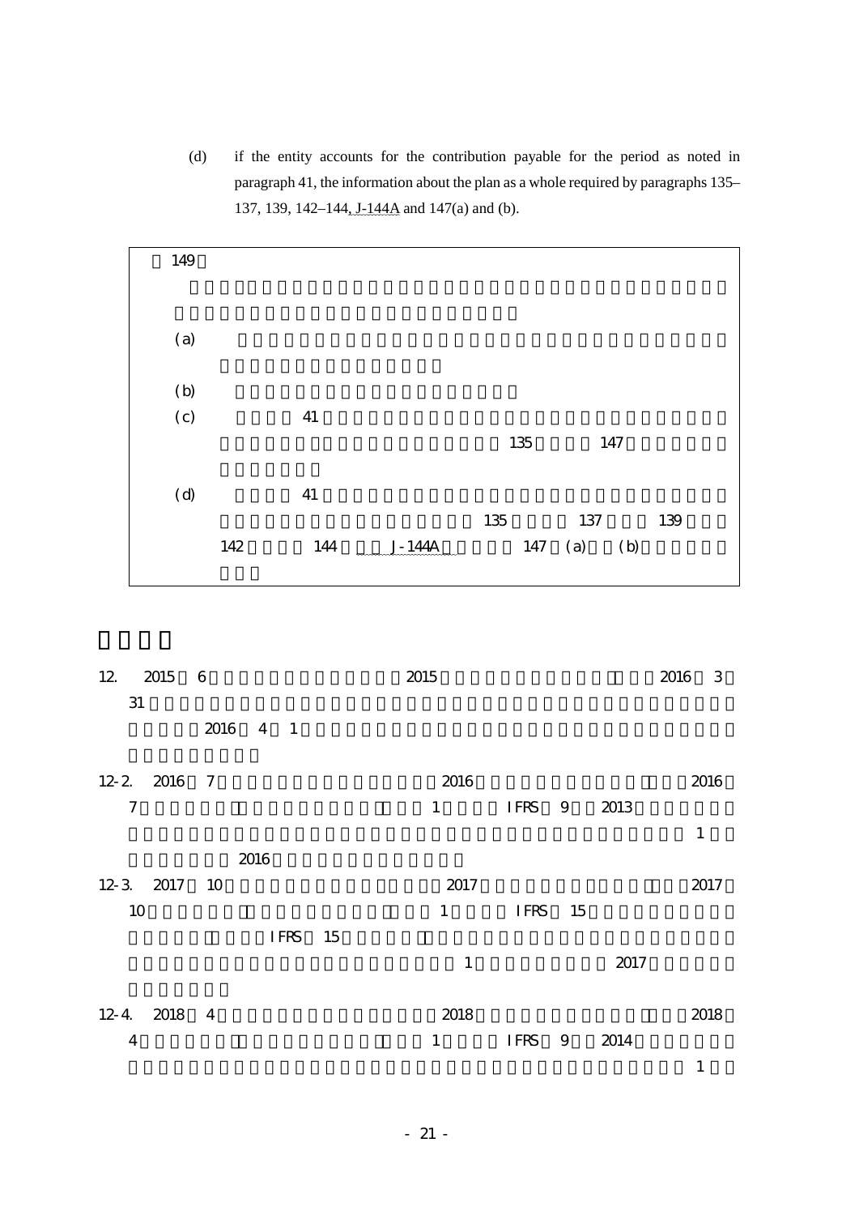(d) if the entity accounts for the contribution payable for the period as noted in paragraph 41, the information about the plan as a whole required by paragraphs 135–137, 139, 142–144, J-144A and 147(a) and (b).

149

(a)

(b)

(c) 41 135 147

(d) 41 135 137 139 142 144 J-144A 147 (a) (b)

12. 2015 6 2015 2016 3 31 2016 4 1

12-2. 2016 7 2016 2016 7 1 IFRS 9 2013 1 2016

12-3. 2017 10 2017 2017 10 1 IFRS 15 IFRS 15 1 2017

12-4. 2018 4 2018 2018 4 1 IFRS 9 2014 1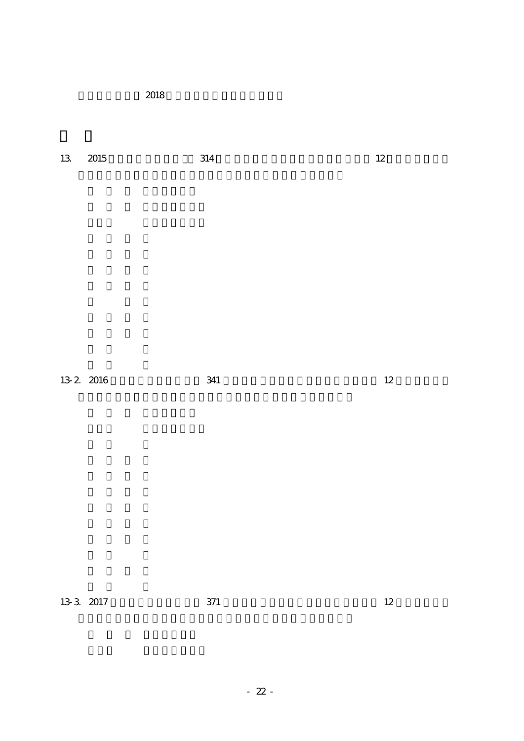2018

13. 2015 314 12

13-2. 2016 341 12

13-3. 2017 371 12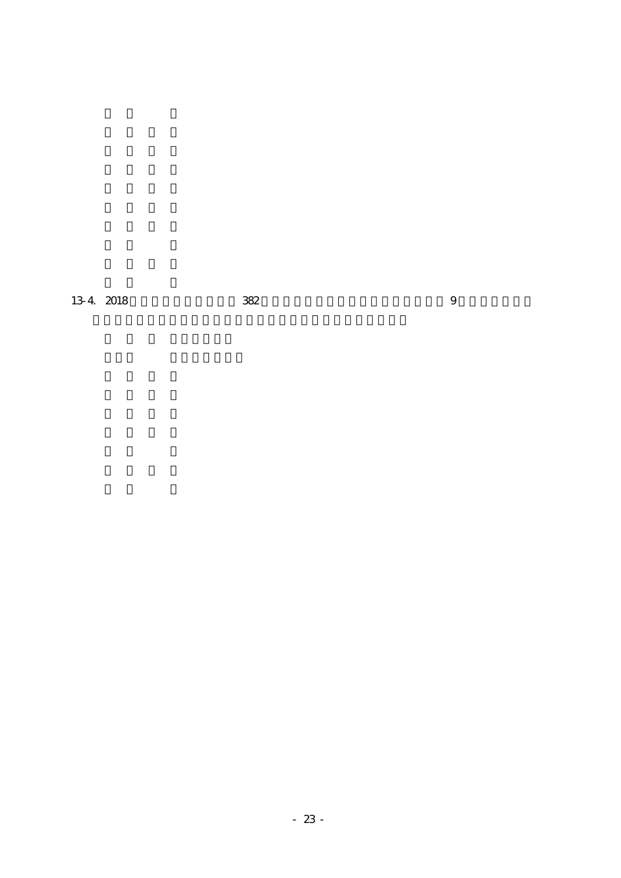13-4. 2018 382 9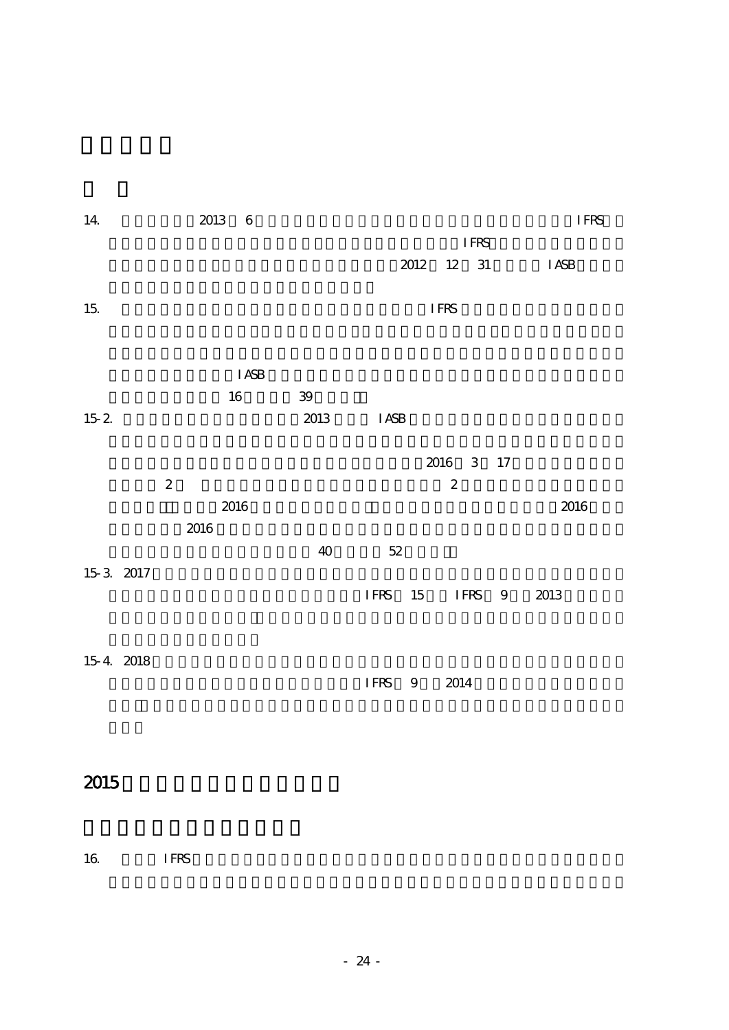14. 2013 6 IFRS

IFRS

2012 12 31 IASB

15. IFRS

IASB

16 39

15-2. 2013 IASB

2016 3 17

2 2

2016 2016

2016

40 52

15-3. 2017

IFRS 15 IFRS 9 2013

15-4. 2018

IFRS 9 2014

## 2015

16. IFRS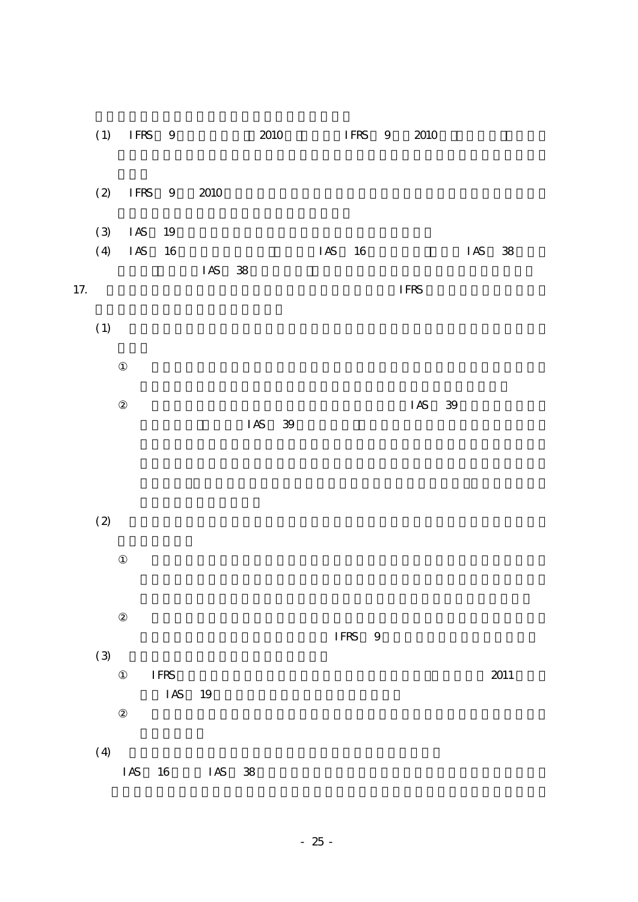(1) IFRS 9 2010 IFRS 9 2010

(2) IFRS 9 2010

(3) IAS 19

(4) IAS 16 IAS 16 IAS 38 IAS 38

17. IFRS

(1)

①

② IAS 39 IAS 39

(2)

①

② IFRS 9

(3)

① IFRS 2011 IAS 19

②

(4)

IAS 16 IAS 38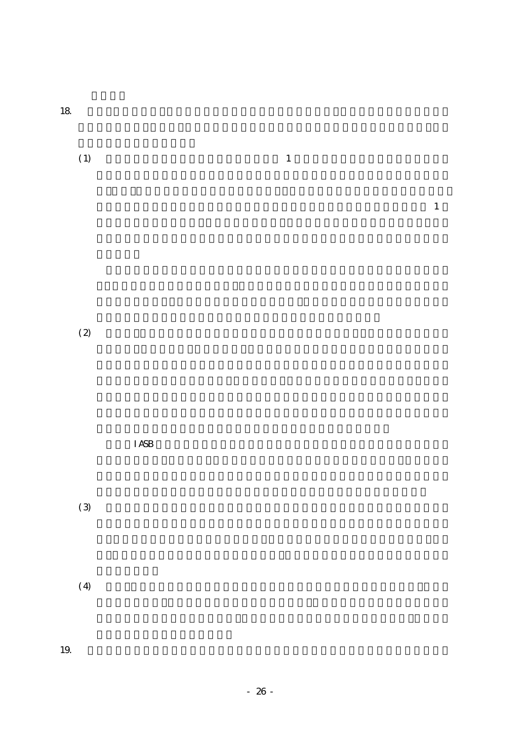18.

(1) 1

1

(2)

IASB

(3)

(4)

19.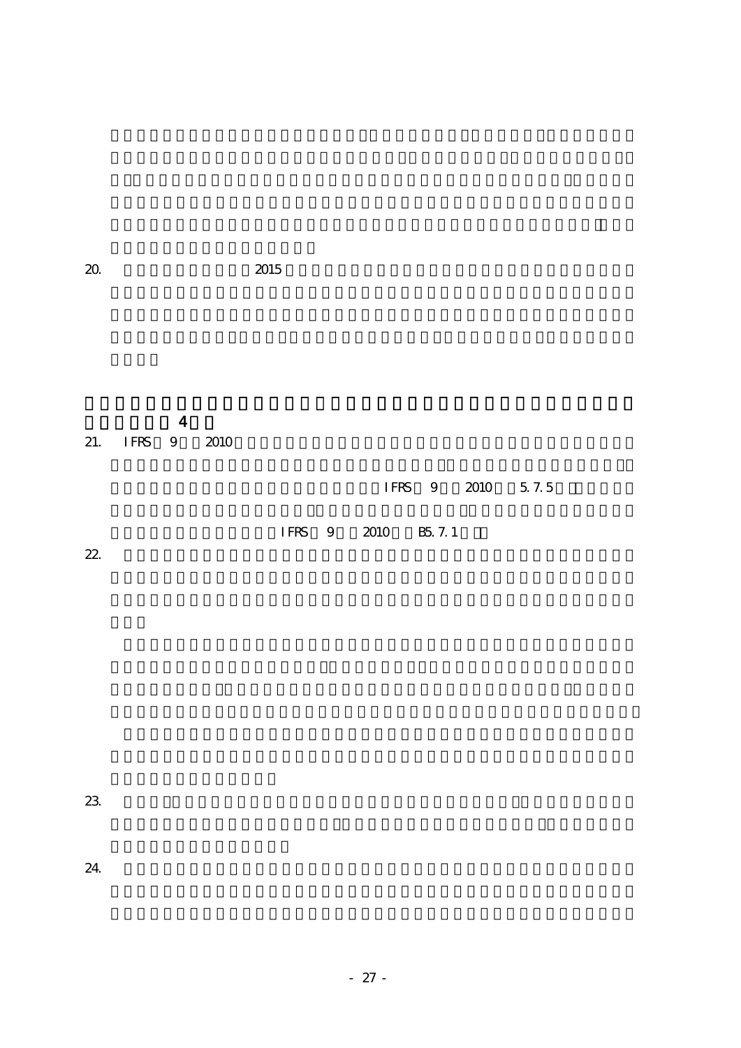20. 2015

4

21. IFRS 9 2010

IFRS 9 2010 5.7.5

IFRS 9 2010 B5.7.1

22.

23.

24.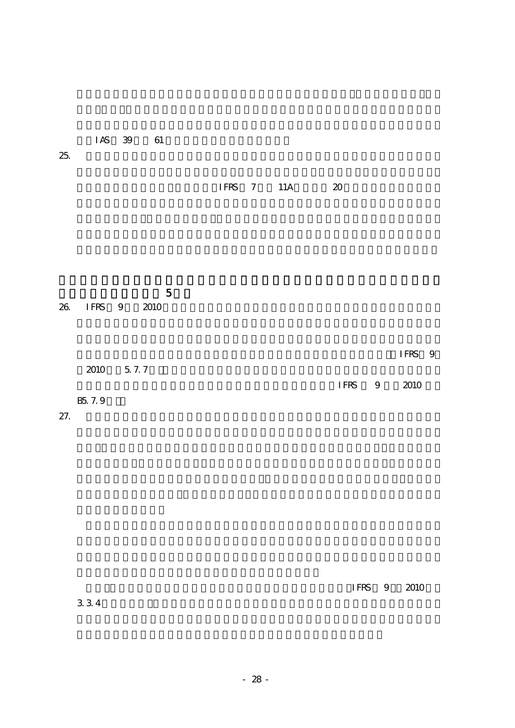IAS 39 61

25. IFRS 7 11A 20

**5**

26. IFRS 9 2010 IFRS 9 2010 5.7.7 IFRS 9 2010 B5.7.9

27.

IFRS 9 2010 3.3.4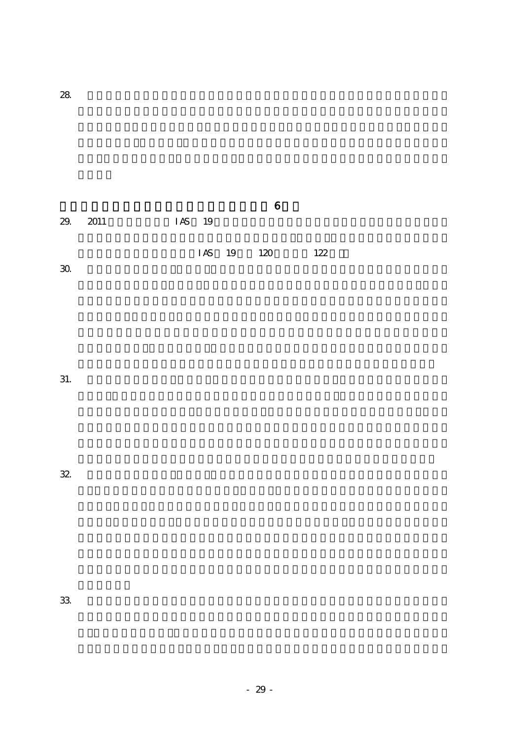28.

6

29. 2011 IAS 19

IAS 19 120 122

30.

31.

32.

33.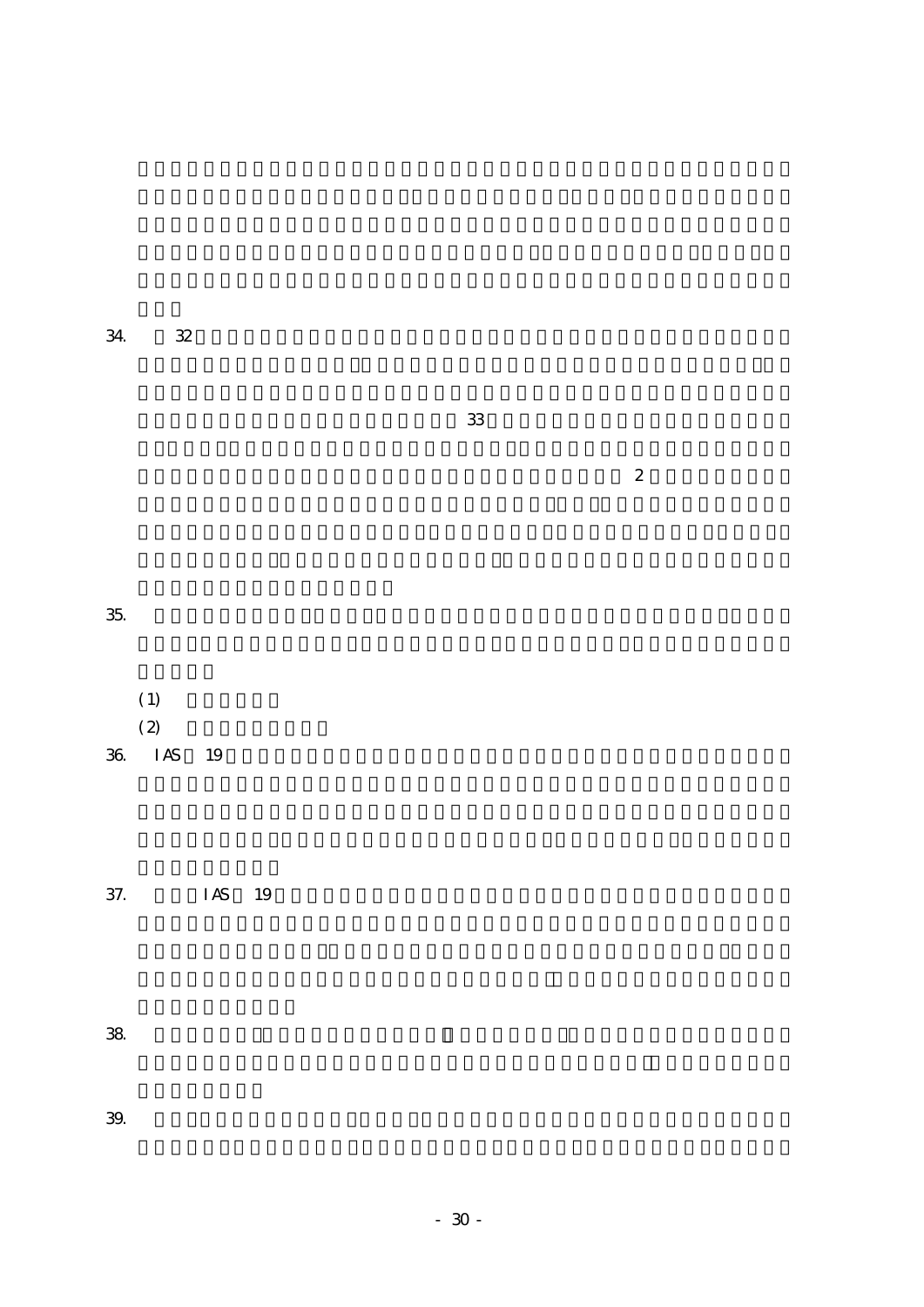34. 32

33

2

35.

(1)

(2)

36. IAS 19

37. IAS 19

38.

39.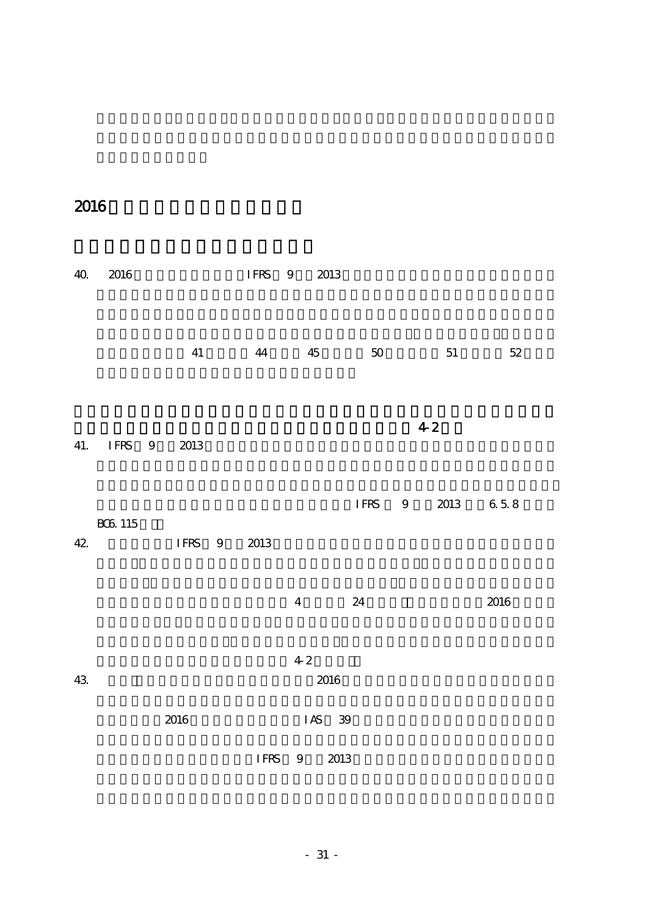2016

40. 2016 IFRS 9 2013 41 44 45 50 51 52

4-2

41. IFRS 9 2013 IFRS 9 2013 6.5.8 BC6.115

42. IFRS 9 2013 4 24 2016 4-2

43. 2016 2016 IAS 39 IFRS 9 2013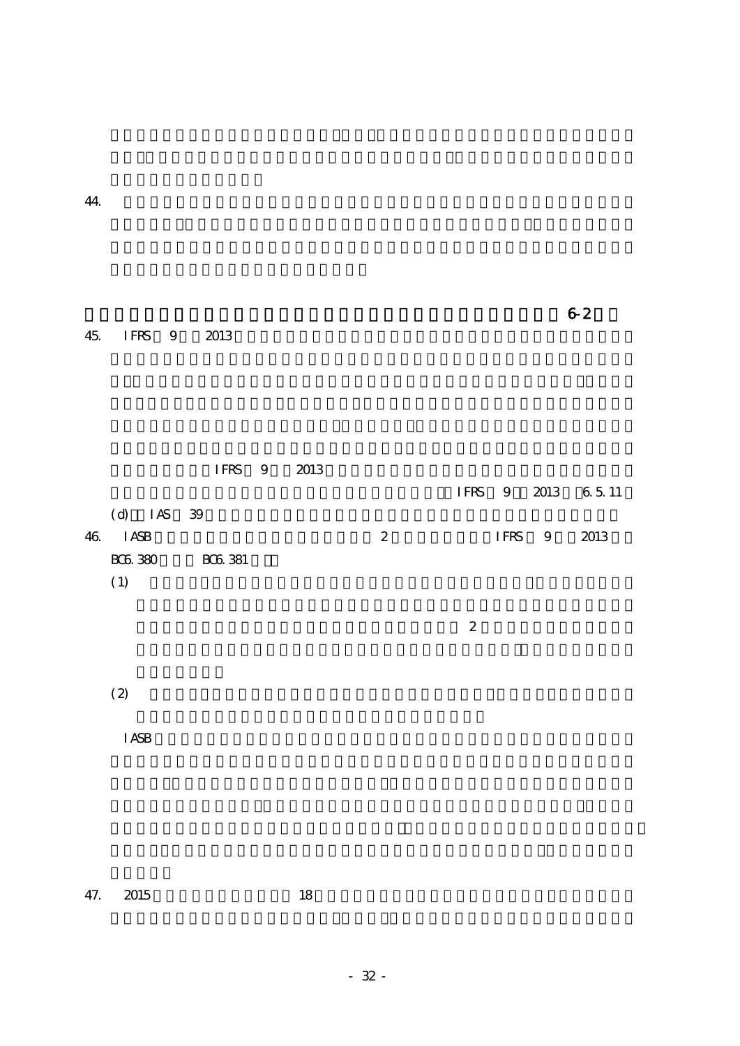44.

6-2

45. IFRS 9 2013

IFRS 9 2013

IFRS 9 2013 6.5.11

(d) IAS 39

46. IASB 2 IFRS 9 2013

BC6.380 BC6.381

(1)

2

(2)

IASB

47. 2015 18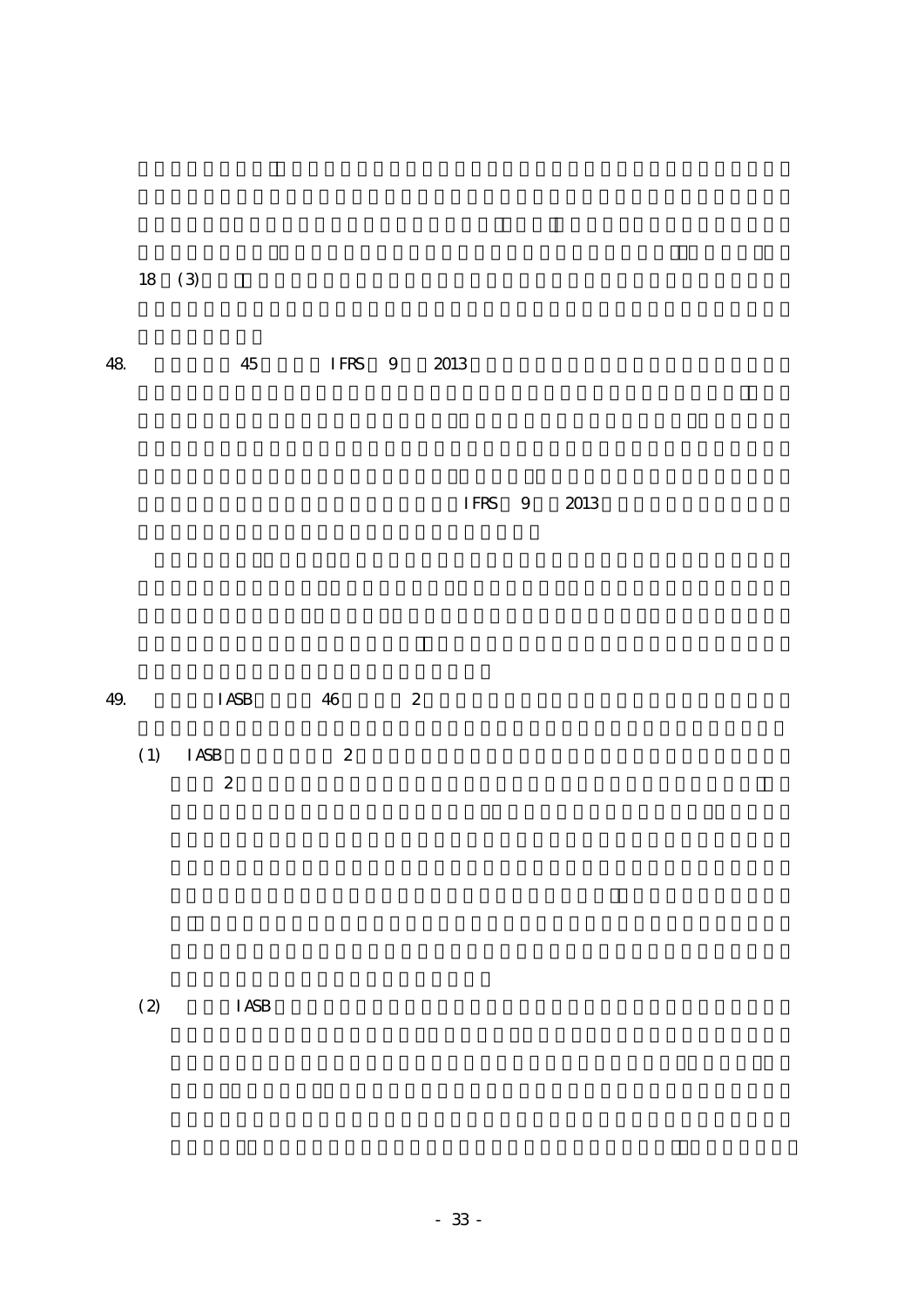18 (3)

48. 45 IFRS 9 2013

IFRS 9 2013

49. IASB 46 2

(1) IASB 2

2

(2) IASB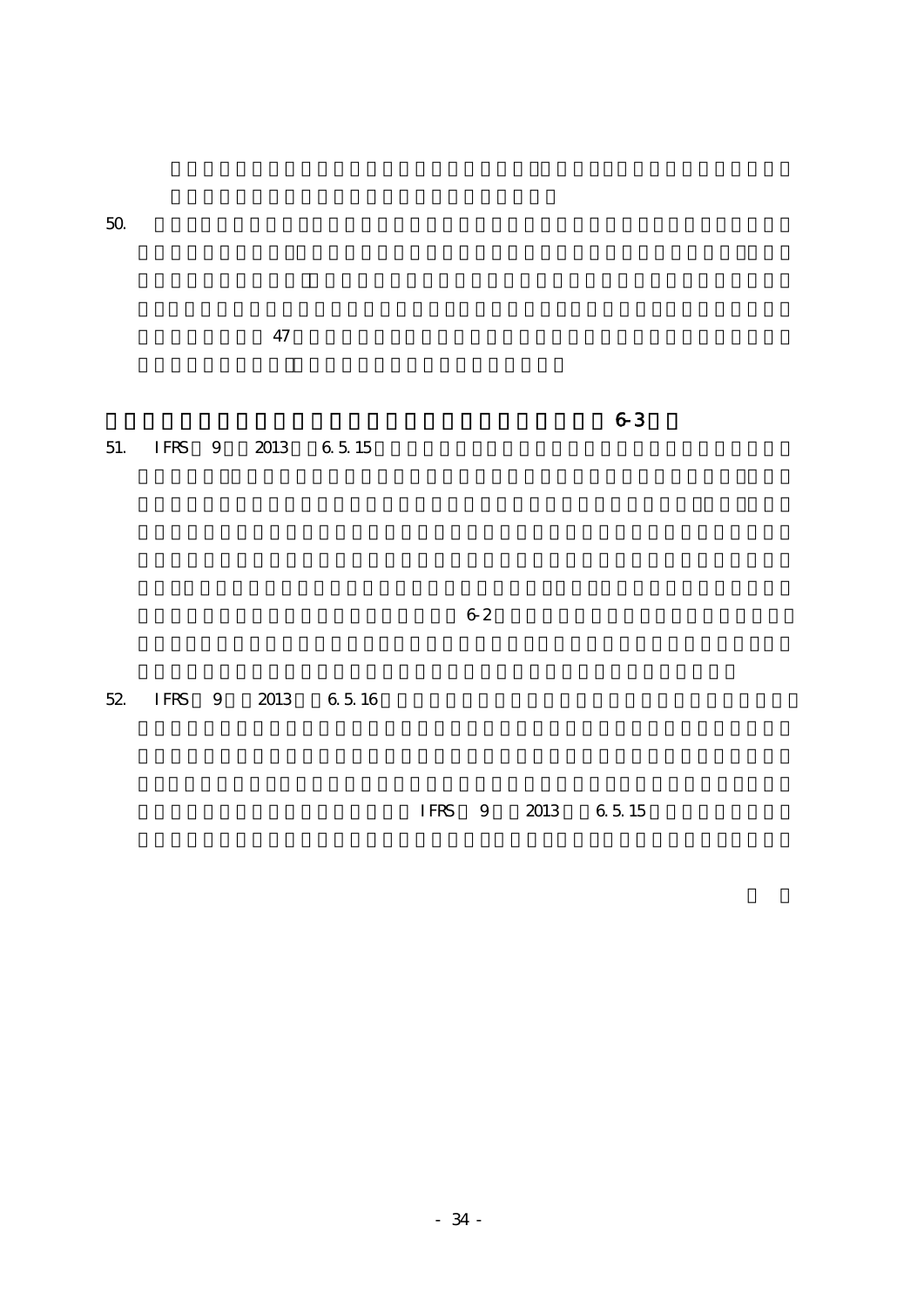50. 47

6-3

51. IFRS 9 2013 6.5.15 6-2

52. IFRS 9 2013 6.5.16 IFRS 9 2013 6.5.15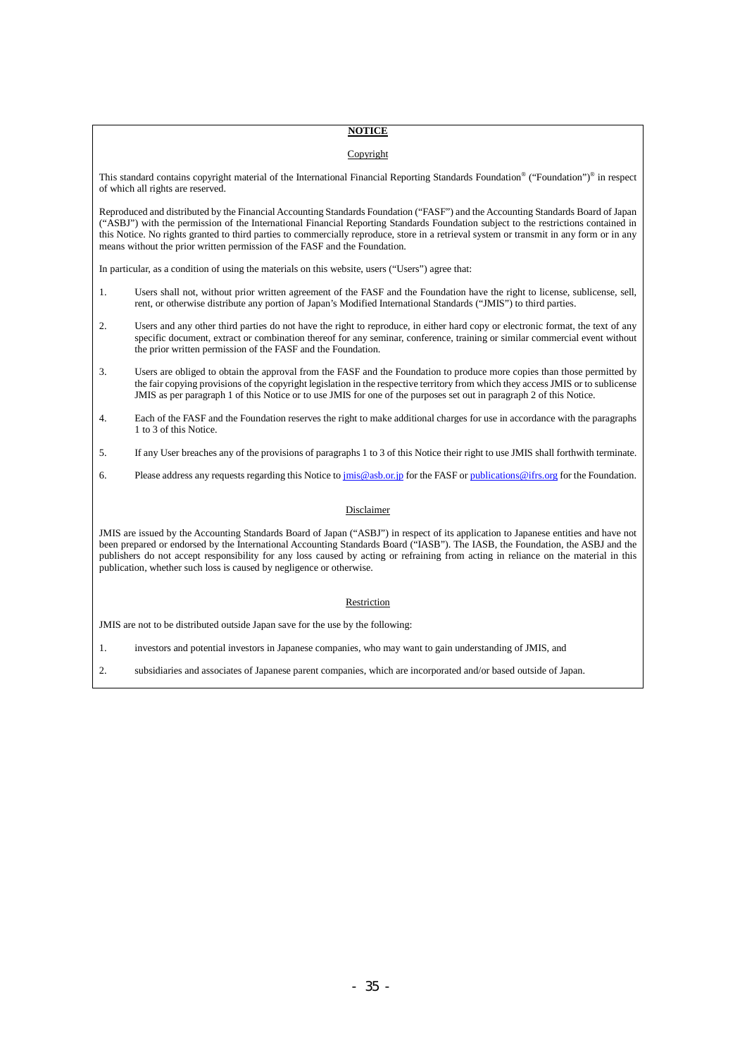**NOTICE**

Copyright

This standard contains copyright material of the International Financial Reporting Standards Foundation® ("Foundation")® in respect of which all rights are reserved.

Reproduced and distributed by the Financial Accounting Standards Foundation ("FASF") and the Accounting Standards Board of Japan ("ASBJ") with the permission of the International Financial Reporting Standards Foundation subject to the restrictions contained in this Notice. No rights granted to third parties to commercially reproduce, store in a retrieval system or transmit in any form or in any means without the prior written permission of the FASF and the Foundation.

In particular, as a condition of using the materials on this website, users ("Users") agree that:

1. Users shall not, without prior written agreement of the FASF and the Foundation have the right to license, sublicense, sell, rent, or otherwise distribute any portion of Japan's Modified International Standards ("JMIS") to third parties.
2. Users and any other third parties do not have the right to reproduce, in either hard copy or electronic format, the text of any specific document, extract or combination thereof for any seminar, conference, training or similar commercial event without the prior written permission of the FASF and the Foundation.
3. Users are obliged to obtain the approval from the FASF and the Foundation to produce more copies than those permitted by the fair copying provisions of the copyright legislation in the respective territory from which they access JMIS or to sublicense JMIS as per paragraph 1 of this Notice or to use JMIS for one of the purposes set out in paragraph 2 of this Notice.
4. Each of the FASF and the Foundation reserves the right to make additional charges for use in accordance with the paragraphs 1 to 3 of this Notice.
5. If any User breaches any of the provisions of paragraphs 1 to 3 of this Notice their right to use JMIS shall forthwith terminate.
6. Please address any requests regarding this Notice to jmis@asb.or.jp for the FASF or publications@ifrs.org for the Foundation.

Disclaimer

JMIS are issued by the Accounting Standards Board of Japan ("ASBJ") in respect of its application to Japanese entities and have not been prepared or endorsed by the International Accounting Standards Board ("IASB"). The IASB, the Foundation, the ASBJ and the publishers do not accept responsibility for any loss caused by acting or refraining from acting in reliance on the material in this publication, whether such loss is caused by negligence or otherwise.

Restriction

JMIS are not to be distributed outside Japan save for the use by the following:

1. investors and potential investors in Japanese companies, who may want to gain understanding of JMIS, and
2. subsidiaries and associates of Japanese parent companies, which are incorporated and/or based outside of Japan.